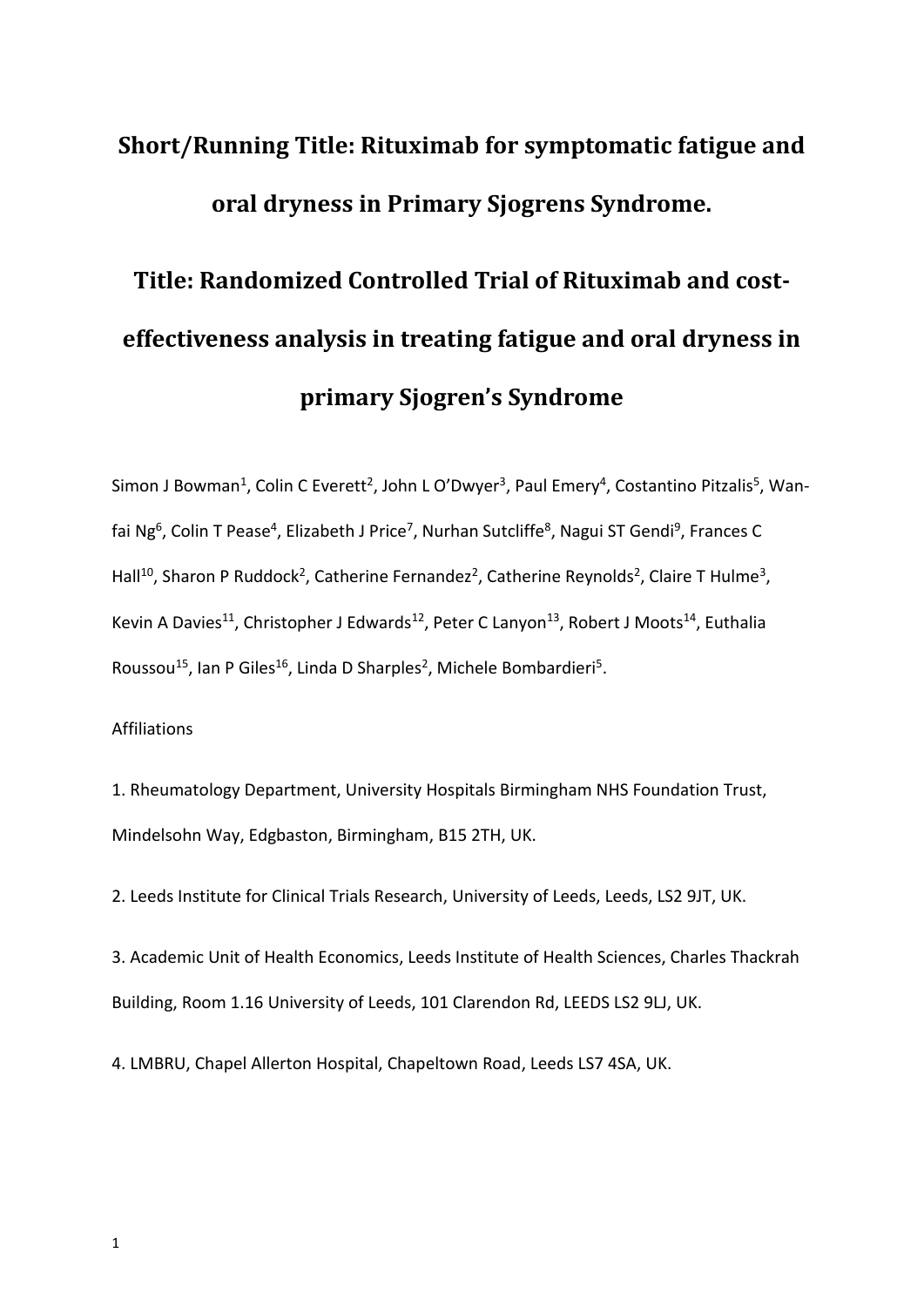# Short/Running Title: Rituximab for symptomatic fatigue and oral dryness in Primary Sjogrens Syndrome.

# Title: Randomized Controlled Trial of Rituximab and cost-effectiveness analysis in treating fatigue and oral dryness in primary Sjogren's Syndrome

Simon J Bowman[1], Colin C Everett[2], John L O'Dwyer[3], Paul Emery[4], Costantino Pitzalis[5], Wan-fai Ng[6], Colin T Pease[4], Elizabeth J Price[7], Nurhan Sutcliffe[8], Nagui ST Gendi[9], Frances C Hall[10], Sharon P Ruddock[2], Catherine Fernandez[2], Catherine Reynolds[2], Claire T Hulme[3], Kevin A Davies[11], Christopher J Edwards[12], Peter C Lanyon[13], Robert J Moots[14], Euthalia Roussou[15], Ian P Giles[16], Linda D Sharples[2], Michele Bombardieri[5].

Affiliations

1. Rheumatology Department, University Hospitals Birmingham NHS Foundation Trust, Mindelsohn Way, Edgbaston, Birmingham, B15 2TH, UK.

2. Leeds Institute for Clinical Trials Research, University of Leeds, Leeds, LS2 9JT, UK.

3. Academic Unit of Health Economics, Leeds Institute of Health Sciences, Charles Thackrah Building, Room 1.16 University of Leeds, 101 Clarendon Rd, LEEDS LS2 9LJ, UK.

4. LMBRU, Chapel Allerton Hospital, Chapeltown Road, Leeds LS7 4SA, UK.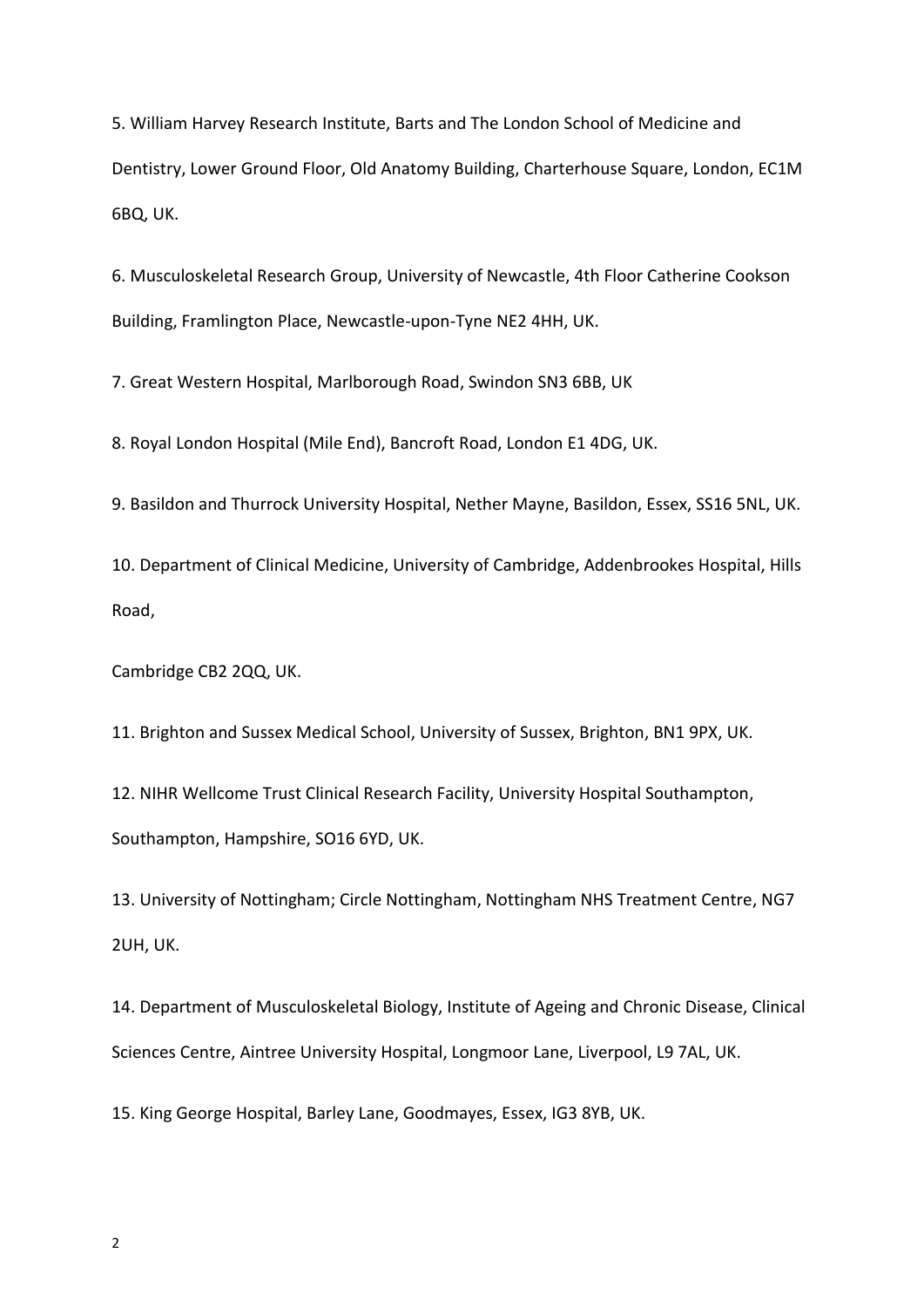5. William Harvey Research Institute, Barts and The London School of Medicine and Dentistry, Lower Ground Floor, Old Anatomy Building, Charterhouse Square, London, EC1M 6BQ, UK.

6. Musculoskeletal Research Group, University of Newcastle, 4th Floor Catherine Cookson Building, Framlington Place, Newcastle-upon-Tyne NE2 4HH, UK.

7. Great Western Hospital, Marlborough Road, Swindon SN3 6BB, UK

8. Royal London Hospital (Mile End), Bancroft Road, London E1 4DG, UK.

9. Basildon and Thurrock University Hospital, Nether Mayne, Basildon, Essex, SS16 5NL, UK.

10. Department of Clinical Medicine, University of Cambridge, Addenbrookes Hospital, Hills Road,

Cambridge CB2 2QQ, UK.

11. Brighton and Sussex Medical School, University of Sussex, Brighton, BN1 9PX, UK.

12. NIHR Wellcome Trust Clinical Research Facility, University Hospital Southampton, Southampton, Hampshire, SO16 6YD, UK.

13. University of Nottingham; Circle Nottingham, Nottingham NHS Treatment Centre, NG7 2UH, UK.

14. Department of Musculoskeletal Biology, Institute of Ageing and Chronic Disease, Clinical Sciences Centre, Aintree University Hospital, Longmoor Lane, Liverpool, L9 7AL, UK.

15. King George Hospital, Barley Lane, Goodmayes, Essex, IG3 8YB, UK.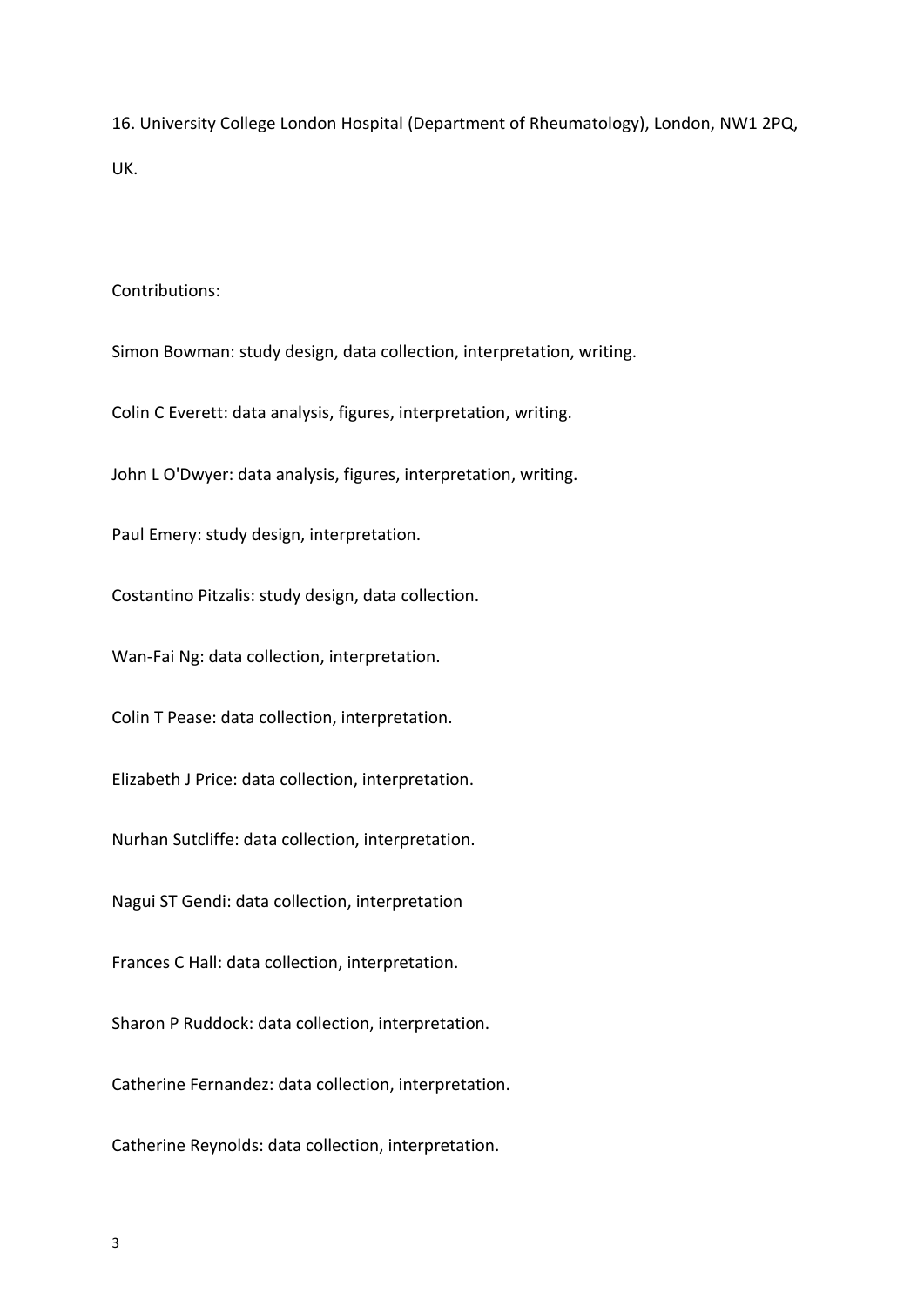16. University College London Hospital (Department of Rheumatology), London, NW1 2PQ, UK.

Contributions:

Simon Bowman: study design, data collection, interpretation, writing.

Colin C Everett: data analysis, figures, interpretation, writing.

John L O'Dwyer: data analysis, figures, interpretation, writing.

Paul Emery: study design, interpretation.

Costantino Pitzalis: study design, data collection.

Wan-Fai Ng: data collection, interpretation.

Colin T Pease: data collection, interpretation.

Elizabeth J Price: data collection, interpretation.

Nurhan Sutcliffe: data collection, interpretation.

Nagui ST Gendi: data collection, interpretation

Frances C Hall: data collection, interpretation.

Sharon P Ruddock: data collection, interpretation.

Catherine Fernandez: data collection, interpretation.

Catherine Reynolds: data collection, interpretation.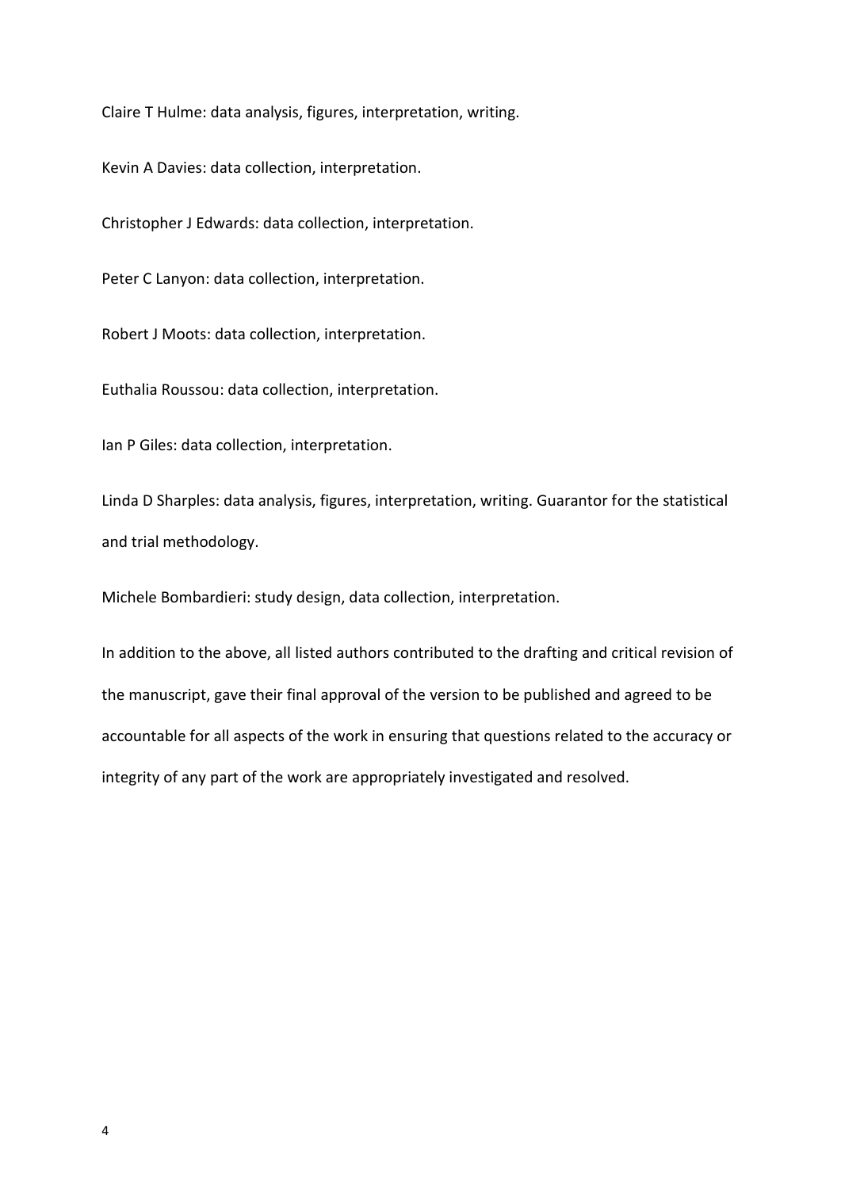Claire T Hulme: data analysis, figures, interpretation, writing.

Kevin A Davies: data collection, interpretation.

Christopher J Edwards: data collection, interpretation.

Peter C Lanyon: data collection, interpretation.

Robert J Moots: data collection, interpretation.

Euthalia Roussou: data collection, interpretation.

Ian P Giles: data collection, interpretation.

Linda D Sharples: data analysis, figures, interpretation, writing. Guarantor for the statistical and trial methodology.

Michele Bombardieri: study design, data collection, interpretation.

In addition to the above, all listed authors contributed to the drafting and critical revision of the manuscript, gave their final approval of the version to be published and agreed to be accountable for all aspects of the work in ensuring that questions related to the accuracy or integrity of any part of the work are appropriately investigated and resolved.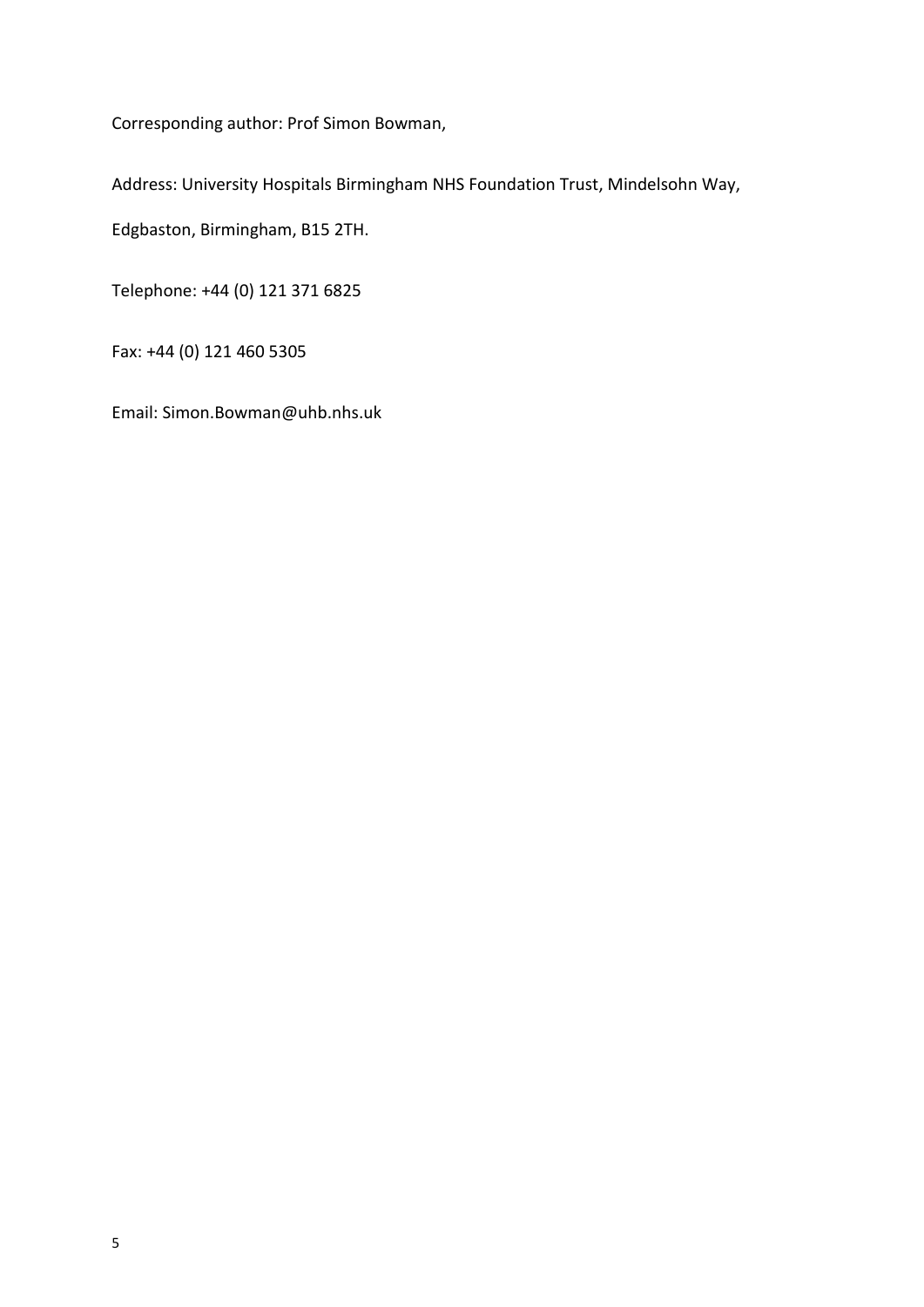Corresponding author: Prof Simon Bowman,

Address: University Hospitals Birmingham NHS Foundation Trust, Mindelsohn Way,

Edgbaston, Birmingham, B15 2TH.

Telephone: +44 (0) 121 371 6825

Fax: +44 (0) 121 460 5305

Email: Simon.Bowman@uhb.nhs.uk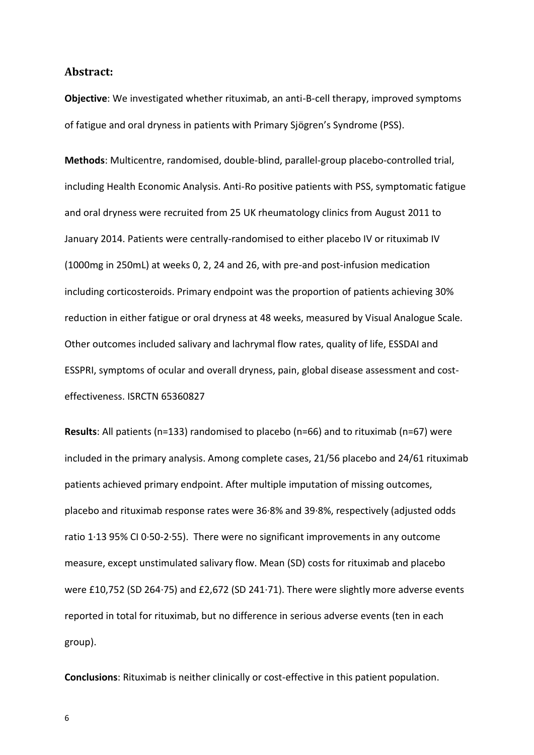## Abstract:

**Objective**: We investigated whether rituximab, an anti-B-cell therapy, improved symptoms of fatigue and oral dryness in patients with Primary Sjögren's Syndrome (PSS).

**Methods**: Multicentre, randomised, double-blind, parallel-group placebo-controlled trial, including Health Economic Analysis. Anti-Ro positive patients with PSS, symptomatic fatigue and oral dryness were recruited from 25 UK rheumatology clinics from August 2011 to January 2014. Patients were centrally-randomised to either placebo IV or rituximab IV (1000mg in 250mL) at weeks 0, 2, 24 and 26, with pre-and post-infusion medication including corticosteroids. Primary endpoint was the proportion of patients achieving 30% reduction in either fatigue or oral dryness at 48 weeks, measured by Visual Analogue Scale. Other outcomes included salivary and lachrymal flow rates, quality of life, ESSDAI and ESSPRI, symptoms of ocular and overall dryness, pain, global disease assessment and cost-effectiveness. ISRCTN 65360827

**Results**: All patients (n=133) randomised to placebo (n=66) and to rituximab (n=67) were included in the primary analysis. Among complete cases, 21/56 placebo and 24/61 rituximab patients achieved primary endpoint. After multiple imputation of missing outcomes, placebo and rituximab response rates were 36·8% and 39·8%, respectively (adjusted odds ratio 1·13 95% CI 0·50-2·55). There were no significant improvements in any outcome measure, except unstimulated salivary flow. Mean (SD) costs for rituximab and placebo were £10,752 (SD 264·75) and £2,672 (SD 241·71). There were slightly more adverse events reported in total for rituximab, but no difference in serious adverse events (ten in each group).

**Conclusions**: Rituximab is neither clinically or cost-effective in this patient population.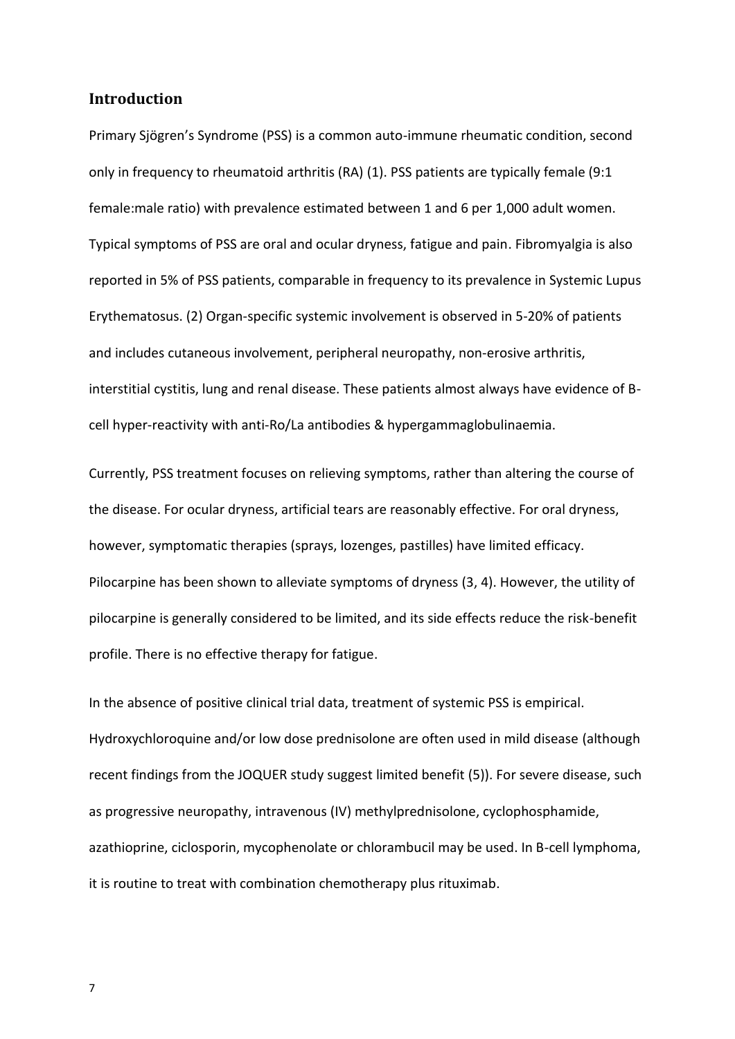## Introduction

Primary Sjögren's Syndrome (PSS) is a common auto-immune rheumatic condition, second only in frequency to rheumatoid arthritis (RA) (1). PSS patients are typically female (9:1 female:male ratio) with prevalence estimated between 1 and 6 per 1,000 adult women. Typical symptoms of PSS are oral and ocular dryness, fatigue and pain. Fibromyalgia is also reported in 5% of PSS patients, comparable in frequency to its prevalence in Systemic Lupus Erythematosus. (2) Organ-specific systemic involvement is observed in 5-20% of patients and includes cutaneous involvement, peripheral neuropathy, non-erosive arthritis, interstitial cystitis, lung and renal disease. These patients almost always have evidence of B-cell hyper-reactivity with anti-Ro/La antibodies & hypergammaglobulinaemia.

Currently, PSS treatment focuses on relieving symptoms, rather than altering the course of the disease. For ocular dryness, artificial tears are reasonably effective. For oral dryness, however, symptomatic therapies (sprays, lozenges, pastilles) have limited efficacy. Pilocarpine has been shown to alleviate symptoms of dryness (3, 4). However, the utility of pilocarpine is generally considered to be limited, and its side effects reduce the risk-benefit profile. There is no effective therapy for fatigue.

In the absence of positive clinical trial data, treatment of systemic PSS is empirical. Hydroxychloroquine and/or low dose prednisolone are often used in mild disease (although recent findings from the JOQUER study suggest limited benefit (5)). For severe disease, such as progressive neuropathy, intravenous (IV) methylprednisolone, cyclophosphamide, azathioprine, ciclosporin, mycophenolate or chlorambucil may be used. In B-cell lymphoma, it is routine to treat with combination chemotherapy plus rituximab.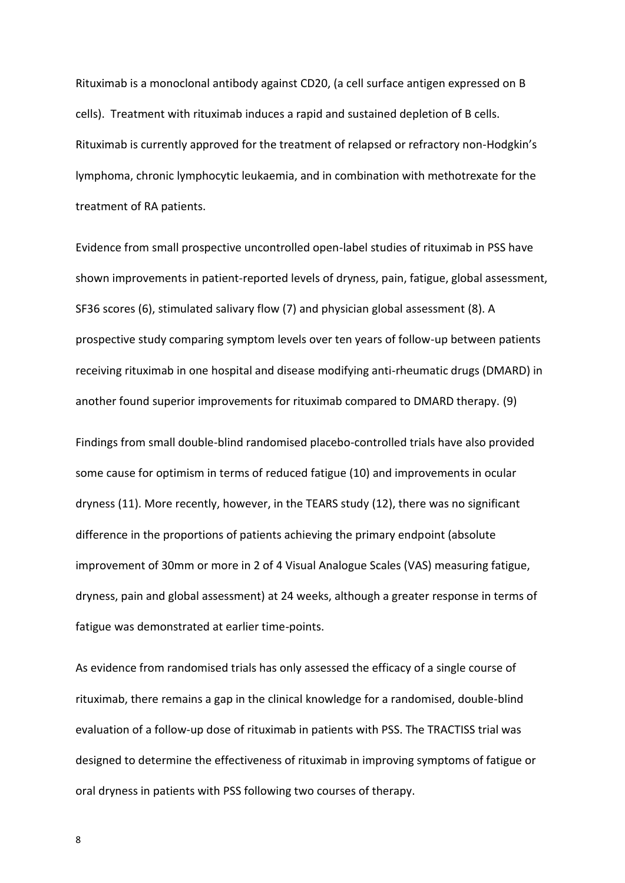Rituximab is a monoclonal antibody against CD20, (a cell surface antigen expressed on B cells). Treatment with rituximab induces a rapid and sustained depletion of B cells. Rituximab is currently approved for the treatment of relapsed or refractory non-Hodgkin's lymphoma, chronic lymphocytic leukaemia, and in combination with methotrexate for the treatment of RA patients.

Evidence from small prospective uncontrolled open-label studies of rituximab in PSS have shown improvements in patient-reported levels of dryness, pain, fatigue, global assessment, SF36 scores (6), stimulated salivary flow (7) and physician global assessment (8). A prospective study comparing symptom levels over ten years of follow-up between patients receiving rituximab in one hospital and disease modifying anti-rheumatic drugs (DMARD) in another found superior improvements for rituximab compared to DMARD therapy. (9)

Findings from small double-blind randomised placebo-controlled trials have also provided some cause for optimism in terms of reduced fatigue (10) and improvements in ocular dryness (11). More recently, however, in the TEARS study (12), there was no significant difference in the proportions of patients achieving the primary endpoint (absolute improvement of 30mm or more in 2 of 4 Visual Analogue Scales (VAS) measuring fatigue, dryness, pain and global assessment) at 24 weeks, although a greater response in terms of fatigue was demonstrated at earlier time-points.

As evidence from randomised trials has only assessed the efficacy of a single course of rituximab, there remains a gap in the clinical knowledge for a randomised, double-blind evaluation of a follow-up dose of rituximab in patients with PSS. The TRACTISS trial was designed to determine the effectiveness of rituximab in improving symptoms of fatigue or oral dryness in patients with PSS following two courses of therapy.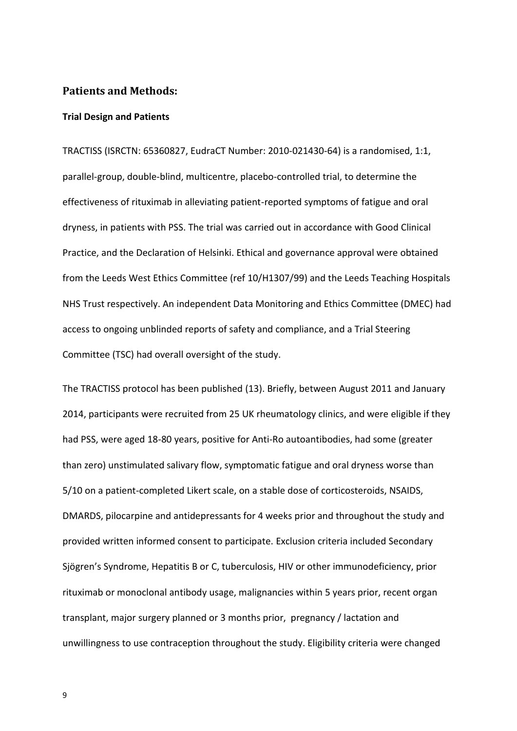## Patients and Methods:

### Trial Design and Patients

TRACTISS (ISRCTN: 65360827, EudraCT Number: 2010-021430-64) is a randomised, 1:1, parallel-group, double-blind, multicentre, placebo-controlled trial, to determine the effectiveness of rituximab in alleviating patient-reported symptoms of fatigue and oral dryness, in patients with PSS. The trial was carried out in accordance with Good Clinical Practice, and the Declaration of Helsinki. Ethical and governance approval were obtained from the Leeds West Ethics Committee (ref 10/H1307/99) and the Leeds Teaching Hospitals NHS Trust respectively. An independent Data Monitoring and Ethics Committee (DMEC) had access to ongoing unblinded reports of safety and compliance, and a Trial Steering Committee (TSC) had overall oversight of the study.

The TRACTISS protocol has been published (13). Briefly, between August 2011 and January 2014, participants were recruited from 25 UK rheumatology clinics, and were eligible if they had PSS, were aged 18-80 years, positive for Anti-Ro autoantibodies, had some (greater than zero) unstimulated salivary flow, symptomatic fatigue and oral dryness worse than 5/10 on a patient-completed Likert scale, on a stable dose of corticosteroids, NSAIDS, DMARDS, pilocarpine and antidepressants for 4 weeks prior and throughout the study and provided written informed consent to participate. Exclusion criteria included Secondary Sjögren's Syndrome, Hepatitis B or C, tuberculosis, HIV or other immunodeficiency, prior rituximab or monoclonal antibody usage, malignancies within 5 years prior, recent organ transplant, major surgery planned or 3 months prior, pregnancy / lactation and unwillingness to use contraception throughout the study. Eligibility criteria were changed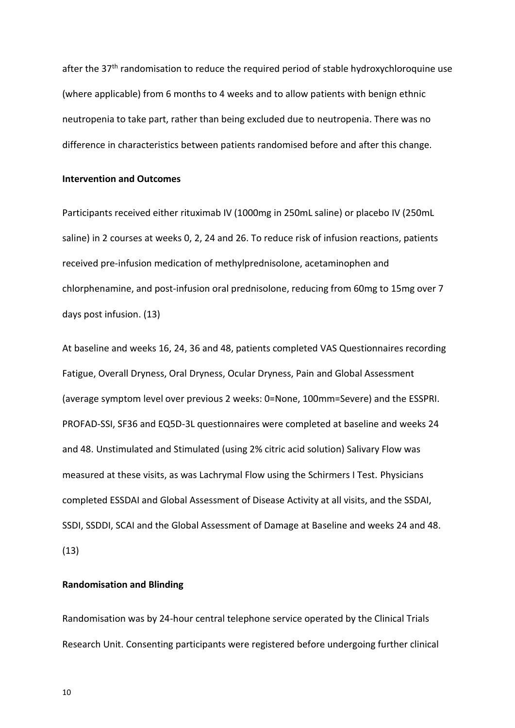after the 37th randomisation to reduce the required period of stable hydroxychloroquine use (where applicable) from 6 months to 4 weeks and to allow patients with benign ethnic neutropenia to take part, rather than being excluded due to neutropenia. There was no difference in characteristics between patients randomised before and after this change.

**Intervention and Outcomes**

Participants received either rituximab IV (1000mg in 250mL saline) or placebo IV (250mL saline) in 2 courses at weeks 0, 2, 24 and 26. To reduce risk of infusion reactions, patients received pre-infusion medication of methylprednisolone, acetaminophen and chlorphenamine, and post-infusion oral prednisolone, reducing from 60mg to 15mg over 7 days post infusion. (13)

At baseline and weeks 16, 24, 36 and 48, patients completed VAS Questionnaires recording Fatigue, Overall Dryness, Oral Dryness, Ocular Dryness, Pain and Global Assessment (average symptom level over previous 2 weeks: 0=None, 100mm=Severe) and the ESSPRI. PROFAD-SSI, SF36 and EQ5D-3L questionnaires were completed at baseline and weeks 24 and 48. Unstimulated and Stimulated (using 2% citric acid solution) Salivary Flow was measured at these visits, as was Lachrymal Flow using the Schirmers I Test. Physicians completed ESSDAI and Global Assessment of Disease Activity at all visits, and the SSDAI, SSDI, SSDDI, SCAI and the Global Assessment of Damage at Baseline and weeks 24 and 48. (13)

**Randomisation and Blinding**

Randomisation was by 24-hour central telephone service operated by the Clinical Trials Research Unit. Consenting participants were registered before undergoing further clinical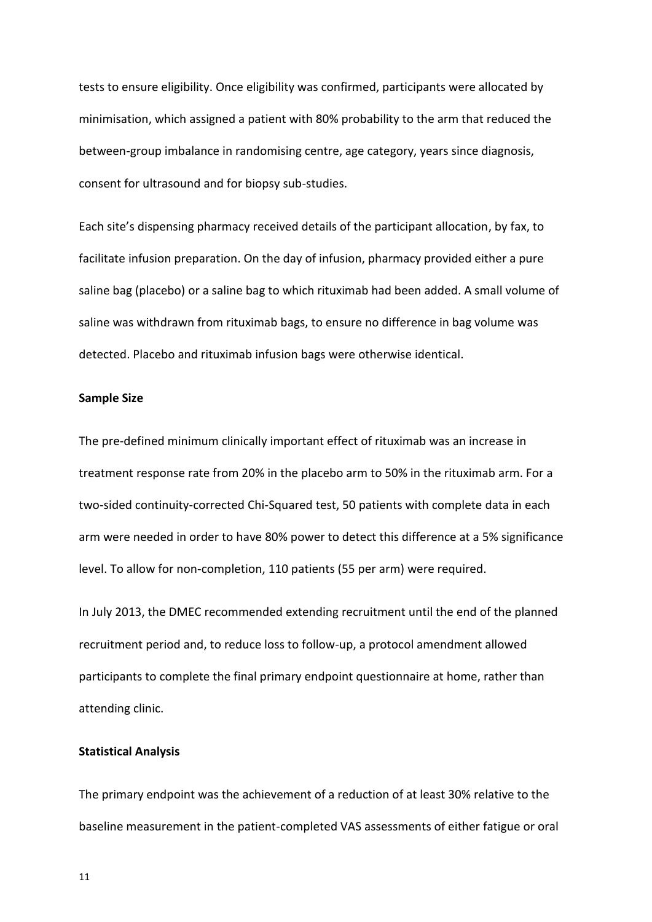tests to ensure eligibility. Once eligibility was confirmed, participants were allocated by minimisation, which assigned a patient with 80% probability to the arm that reduced the between-group imbalance in randomising centre, age category, years since diagnosis, consent for ultrasound and for biopsy sub-studies.

Each site's dispensing pharmacy received details of the participant allocation, by fax, to facilitate infusion preparation. On the day of infusion, pharmacy provided either a pure saline bag (placebo) or a saline bag to which rituximab had been added. A small volume of saline was withdrawn from rituximab bags, to ensure no difference in bag volume was detected. Placebo and rituximab infusion bags were otherwise identical.

**Sample Size**

The pre-defined minimum clinically important effect of rituximab was an increase in treatment response rate from 20% in the placebo arm to 50% in the rituximab arm. For a two-sided continuity-corrected Chi-Squared test, 50 patients with complete data in each arm were needed in order to have 80% power to detect this difference at a 5% significance level. To allow for non-completion, 110 patients (55 per arm) were required.

In July 2013, the DMEC recommended extending recruitment until the end of the planned recruitment period and, to reduce loss to follow-up, a protocol amendment allowed participants to complete the final primary endpoint questionnaire at home, rather than attending clinic.

**Statistical Analysis**

The primary endpoint was the achievement of a reduction of at least 30% relative to the baseline measurement in the patient-completed VAS assessments of either fatigue or oral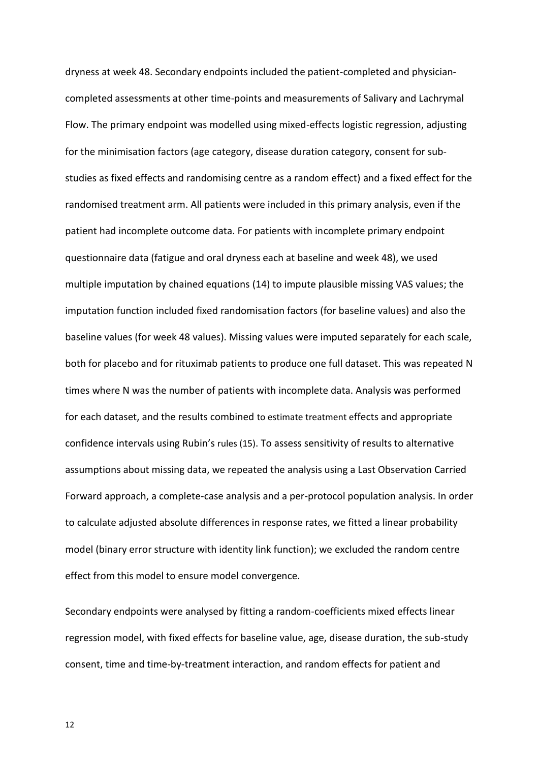dryness at week 48. Secondary endpoints included the patient-completed and physician-completed assessments at other time-points and measurements of Salivary and Lachrymal Flow. The primary endpoint was modelled using mixed-effects logistic regression, adjusting for the minimisation factors (age category, disease duration category, consent for sub-studies as fixed effects and randomising centre as a random effect) and a fixed effect for the randomised treatment arm. All patients were included in this primary analysis, even if the patient had incomplete outcome data. For patients with incomplete primary endpoint questionnaire data (fatigue and oral dryness each at baseline and week 48), we used multiple imputation by chained equations (14) to impute plausible missing VAS values; the imputation function included fixed randomisation factors (for baseline values) and also the baseline values (for week 48 values). Missing values were imputed separately for each scale, both for placebo and for rituximab patients to produce one full dataset. This was repeated N times where N was the number of patients with incomplete data. Analysis was performed for each dataset, and the results combined to estimate treatment effects and appropriate confidence intervals using Rubin's rules (15). To assess sensitivity of results to alternative assumptions about missing data, we repeated the analysis using a Last Observation Carried Forward approach, a complete-case analysis and a per-protocol population analysis. In order to calculate adjusted absolute differences in response rates, we fitted a linear probability model (binary error structure with identity link function); we excluded the random centre effect from this model to ensure model convergence.

Secondary endpoints were analysed by fitting a random-coefficients mixed effects linear regression model, with fixed effects for baseline value, age, disease duration, the sub-study consent, time and time-by-treatment interaction, and random effects for patient and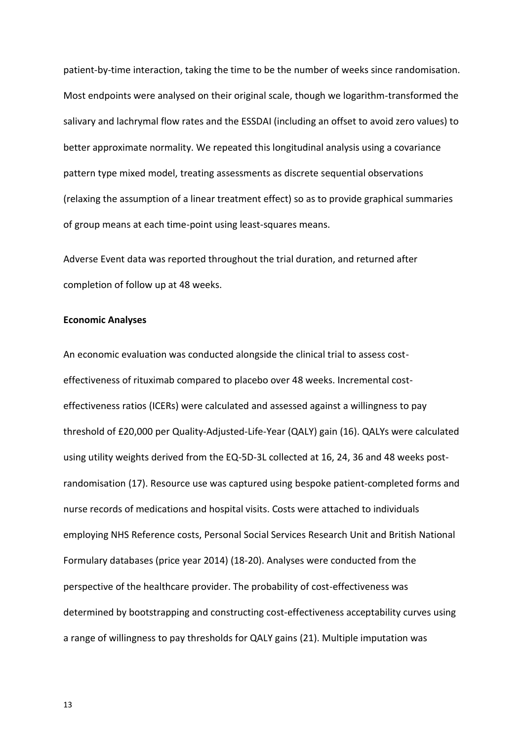patient-by-time interaction, taking the time to be the number of weeks since randomisation. Most endpoints were analysed on their original scale, though we logarithm-transformed the salivary and lachrymal flow rates and the ESSDAI (including an offset to avoid zero values) to better approximate normality. We repeated this longitudinal analysis using a covariance pattern type mixed model, treating assessments as discrete sequential observations (relaxing the assumption of a linear treatment effect) so as to provide graphical summaries of group means at each time-point using least-squares means.

Adverse Event data was reported throughout the trial duration, and returned after completion of follow up at 48 weeks.

**Economic Analyses**

An economic evaluation was conducted alongside the clinical trial to assess cost-effectiveness of rituximab compared to placebo over 48 weeks. Incremental cost-effectiveness ratios (ICERs) were calculated and assessed against a willingness to pay threshold of £20,000 per Quality-Adjusted-Life-Year (QALY) gain (16). QALYs were calculated using utility weights derived from the EQ-5D-3L collected at 16, 24, 36 and 48 weeks post-randomisation (17). Resource use was captured using bespoke patient-completed forms and nurse records of medications and hospital visits. Costs were attached to individuals employing NHS Reference costs, Personal Social Services Research Unit and British National Formulary databases (price year 2014) (18-20). Analyses were conducted from the perspective of the healthcare provider. The probability of cost-effectiveness was determined by bootstrapping and constructing cost-effectiveness acceptability curves using a range of willingness to pay thresholds for QALY gains (21). Multiple imputation was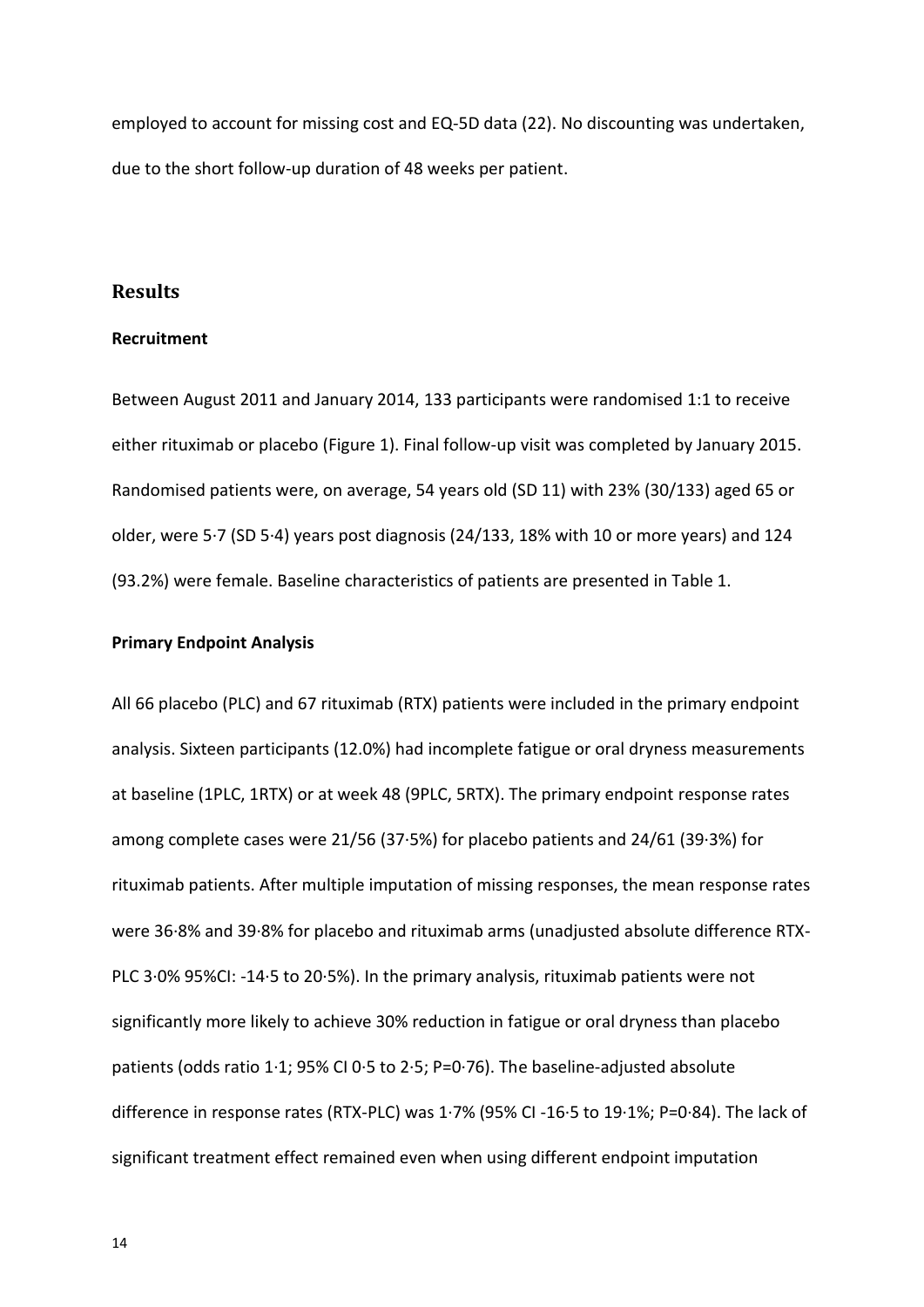employed to account for missing cost and EQ-5D data (22). No discounting was undertaken, due to the short follow-up duration of 48 weeks per patient.

## Results

### Recruitment

Between August 2011 and January 2014, 133 participants were randomised 1:1 to receive either rituximab or placebo (Figure 1). Final follow-up visit was completed by January 2015. Randomised patients were, on average, 54 years old (SD 11) with 23% (30/133) aged 65 or older, were 5·7 (SD 5·4) years post diagnosis (24/133, 18% with 10 or more years) and 124 (93.2%) were female. Baseline characteristics of patients are presented in Table 1.

### Primary Endpoint Analysis

All 66 placebo (PLC) and 67 rituximab (RTX) patients were included in the primary endpoint analysis. Sixteen participants (12.0%) had incomplete fatigue or oral dryness measurements at baseline (1PLC, 1RTX) or at week 48 (9PLC, 5RTX). The primary endpoint response rates among complete cases were 21/56 (37·5%) for placebo patients and 24/61 (39·3%) for rituximab patients. After multiple imputation of missing responses, the mean response rates were 36·8% and 39·8% for placebo and rituximab arms (unadjusted absolute difference RTX-PLC 3·0% 95%CI: -14·5 to 20·5%). In the primary analysis, rituximab patients were not significantly more likely to achieve 30% reduction in fatigue or oral dryness than placebo patients (odds ratio 1·1; 95% CI 0·5 to 2·5; P=0·76). The baseline-adjusted absolute difference in response rates (RTX-PLC) was 1·7% (95% CI -16·5 to 19·1%; P=0·84). The lack of significant treatment effect remained even when using different endpoint imputation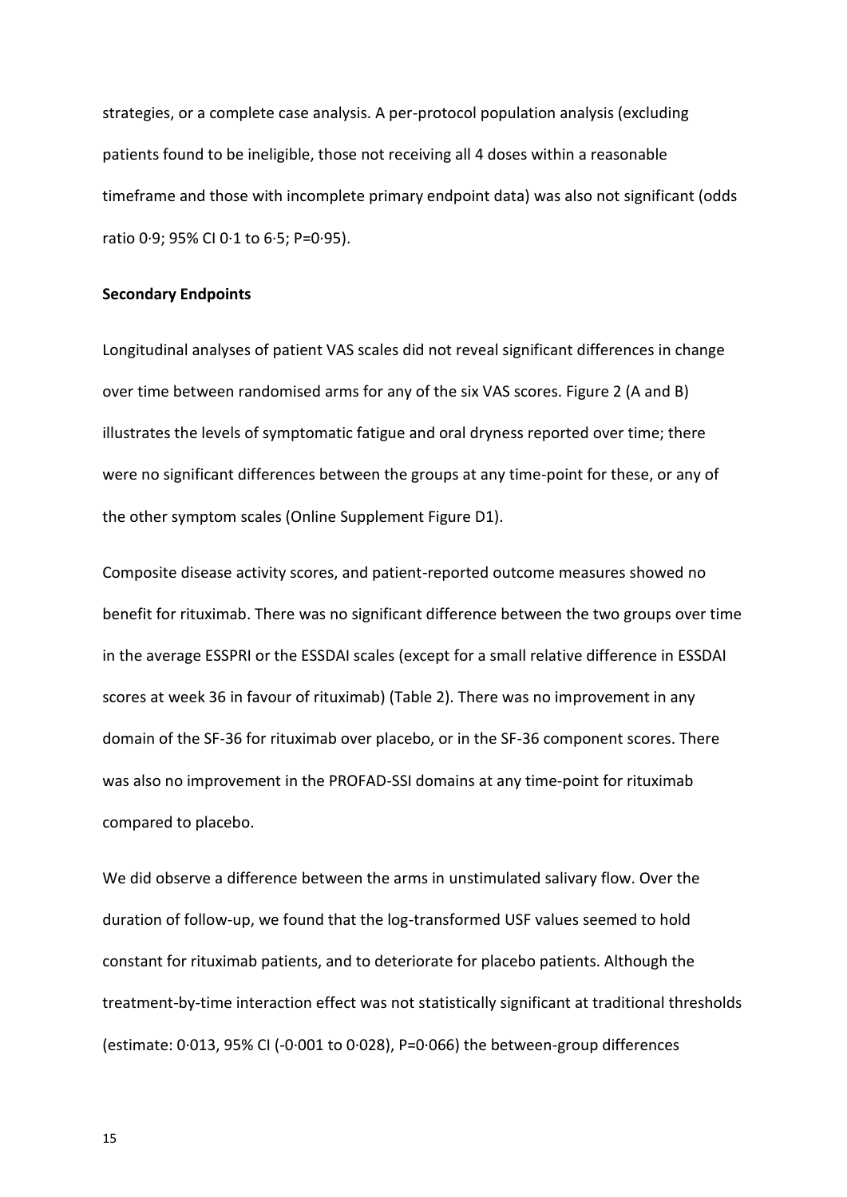strategies, or a complete case analysis. A per-protocol population analysis (excluding patients found to be ineligible, those not receiving all 4 doses within a reasonable timeframe and those with incomplete primary endpoint data) was also not significant (odds ratio 0·9; 95% CI 0·1 to 6·5; P=0·95).

**Secondary Endpoints**

Longitudinal analyses of patient VAS scales did not reveal significant differences in change over time between randomised arms for any of the six VAS scores. Figure 2 (A and B) illustrates the levels of symptomatic fatigue and oral dryness reported over time; there were no significant differences between the groups at any time-point for these, or any of the other symptom scales (Online Supplement Figure D1).

Composite disease activity scores, and patient-reported outcome measures showed no benefit for rituximab. There was no significant difference between the two groups over time in the average ESSPRI or the ESSDAI scales (except for a small relative difference in ESSDAI scores at week 36 in favour of rituximab) (Table 2). There was no improvement in any domain of the SF-36 for rituximab over placebo, or in the SF-36 component scores. There was also no improvement in the PROFAD-SSI domains at any time-point for rituximab compared to placebo.

We did observe a difference between the arms in unstimulated salivary flow. Over the duration of follow-up, we found that the log-transformed USF values seemed to hold constant for rituximab patients, and to deteriorate for placebo patients. Although the treatment-by-time interaction effect was not statistically significant at traditional thresholds (estimate: 0·013, 95% CI (-0·001 to 0·028), P=0·066) the between-group differences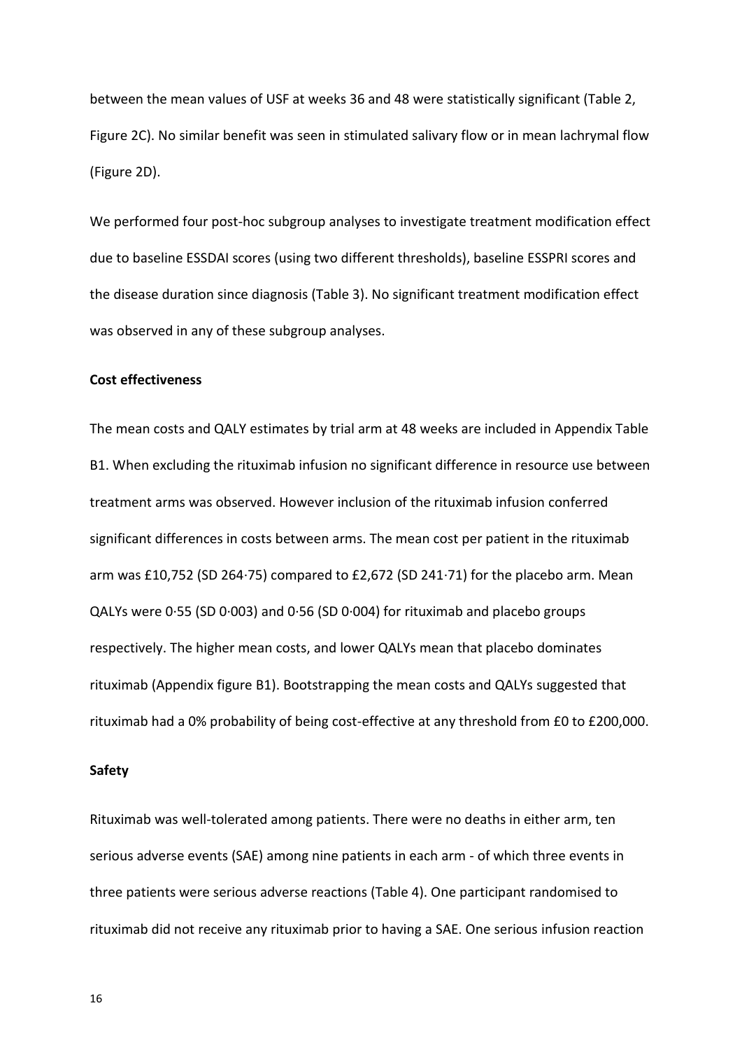between the mean values of USF at weeks 36 and 48 were statistically significant (Table 2, Figure 2C). No similar benefit was seen in stimulated salivary flow or in mean lachrymal flow (Figure 2D).

We performed four post-hoc subgroup analyses to investigate treatment modification effect due to baseline ESSDAI scores (using two different thresholds), baseline ESSPRI scores and the disease duration since diagnosis (Table 3). No significant treatment modification effect was observed in any of these subgroup analyses.

**Cost effectiveness**

The mean costs and QALY estimates by trial arm at 48 weeks are included in Appendix Table B1. When excluding the rituximab infusion no significant difference in resource use between treatment arms was observed. However inclusion of the rituximab infusion conferred significant differences in costs between arms. The mean cost per patient in the rituximab arm was £10,752 (SD 264·75) compared to £2,672 (SD 241·71) for the placebo arm. Mean QALYs were 0·55 (SD 0·003) and 0·56 (SD 0·004) for rituximab and placebo groups respectively. The higher mean costs, and lower QALYs mean that placebo dominates rituximab (Appendix figure B1). Bootstrapping the mean costs and QALYs suggested that rituximab had a 0% probability of being cost-effective at any threshold from £0 to £200,000.

**Safety**

Rituximab was well-tolerated among patients. There were no deaths in either arm, ten serious adverse events (SAE) among nine patients in each arm - of which three events in three patients were serious adverse reactions (Table 4). One participant randomised to rituximab did not receive any rituximab prior to having a SAE. One serious infusion reaction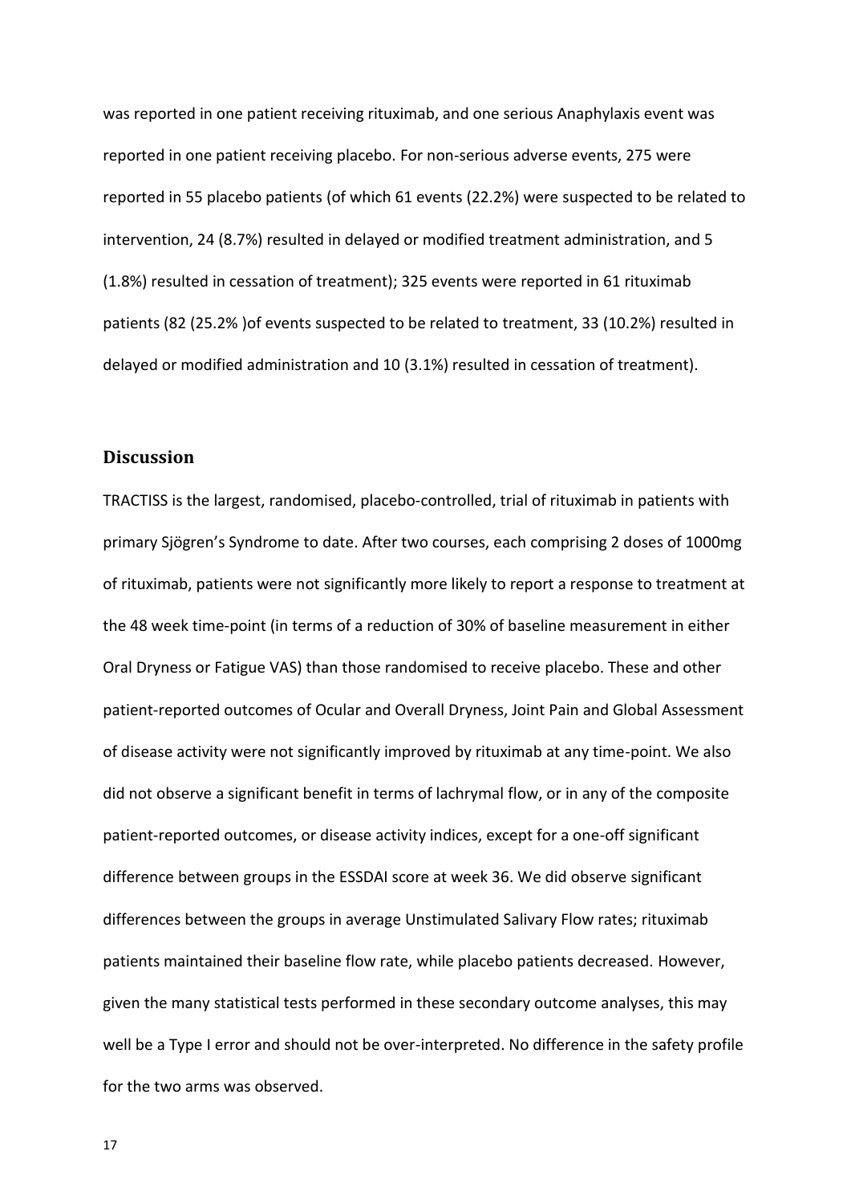was reported in one patient receiving rituximab, and one serious Anaphylaxis event was reported in one patient receiving placebo. For non-serious adverse events, 275 were reported in 55 placebo patients (of which 61 events (22.2%) were suspected to be related to intervention, 24 (8.7%) resulted in delayed or modified treatment administration, and 5 (1.8%) resulted in cessation of treatment); 325 events were reported in 61 rituximab patients (82 (25.2% )of events suspected to be related to treatment, 33 (10.2%) resulted in delayed or modified administration and 10 (3.1%) resulted in cessation of treatment).

## Discussion

TRACTISS is the largest, randomised, placebo-controlled, trial of rituximab in patients with primary Sjögren's Syndrome to date. After two courses, each comprising 2 doses of 1000mg of rituximab, patients were not significantly more likely to report a response to treatment at the 48 week time-point (in terms of a reduction of 30% of baseline measurement in either Oral Dryness or Fatigue VAS) than those randomised to receive placebo. These and other patient-reported outcomes of Ocular and Overall Dryness, Joint Pain and Global Assessment of disease activity were not significantly improved by rituximab at any time-point. We also did not observe a significant benefit in terms of lachrymal flow, or in any of the composite patient-reported outcomes, or disease activity indices, except for a one-off significant difference between groups in the ESSDAI score at week 36. We did observe significant differences between the groups in average Unstimulated Salivary Flow rates; rituximab patients maintained their baseline flow rate, while placebo patients decreased. However, given the many statistical tests performed in these secondary outcome analyses, this may well be a Type I error and should not be over-interpreted. No difference in the safety profile for the two arms was observed.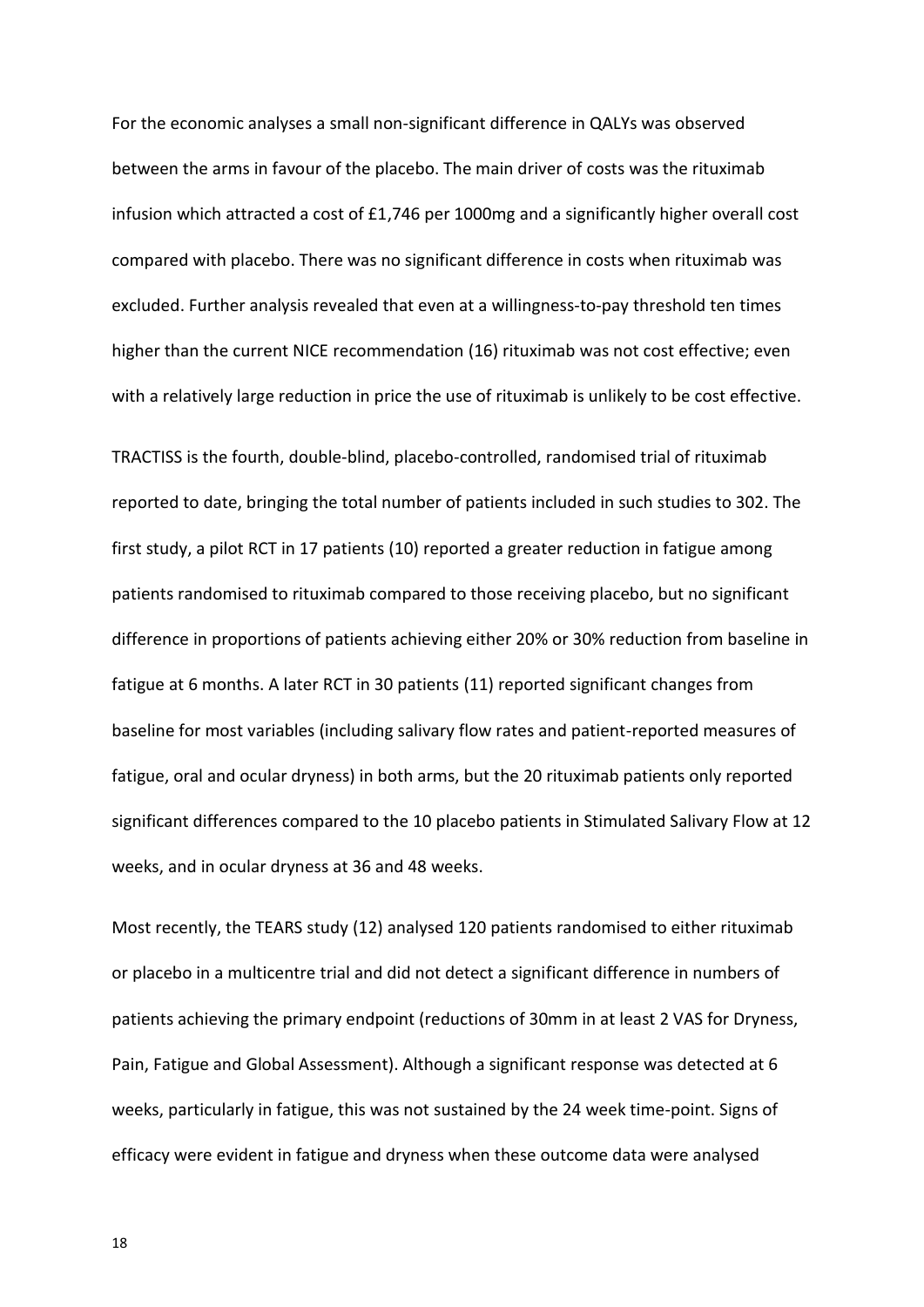For the economic analyses a small non-significant difference in QALYs was observed between the arms in favour of the placebo. The main driver of costs was the rituximab infusion which attracted a cost of £1,746 per 1000mg and a significantly higher overall cost compared with placebo. There was no significant difference in costs when rituximab was excluded. Further analysis revealed that even at a willingness-to-pay threshold ten times higher than the current NICE recommendation (16) rituximab was not cost effective; even with a relatively large reduction in price the use of rituximab is unlikely to be cost effective.

TRACTISS is the fourth, double-blind, placebo-controlled, randomised trial of rituximab reported to date, bringing the total number of patients included in such studies to 302. The first study, a pilot RCT in 17 patients (10) reported a greater reduction in fatigue among patients randomised to rituximab compared to those receiving placebo, but no significant difference in proportions of patients achieving either 20% or 30% reduction from baseline in fatigue at 6 months. A later RCT in 30 patients (11) reported significant changes from baseline for most variables (including salivary flow rates and patient-reported measures of fatigue, oral and ocular dryness) in both arms, but the 20 rituximab patients only reported significant differences compared to the 10 placebo patients in Stimulated Salivary Flow at 12 weeks, and in ocular dryness at 36 and 48 weeks.

Most recently, the TEARS study (12) analysed 120 patients randomised to either rituximab or placebo in a multicentre trial and did not detect a significant difference in numbers of patients achieving the primary endpoint (reductions of 30mm in at least 2 VAS for Dryness, Pain, Fatigue and Global Assessment). Although a significant response was detected at 6 weeks, particularly in fatigue, this was not sustained by the 24 week time-point. Signs of efficacy were evident in fatigue and dryness when these outcome data were analysed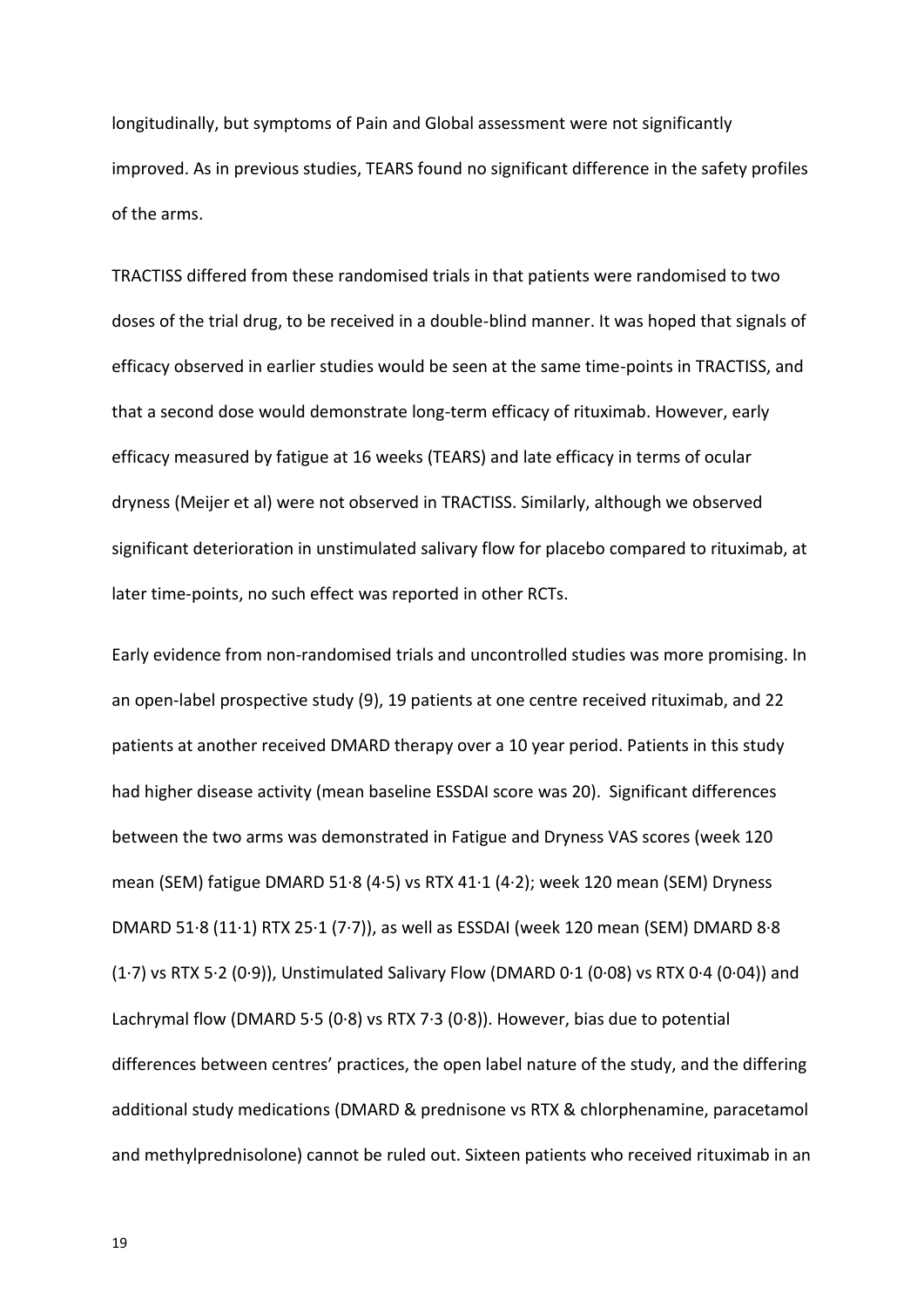longitudinally, but symptoms of Pain and Global assessment were not significantly improved. As in previous studies, TEARS found no significant difference in the safety profiles of the arms.

TRACTISS differed from these randomised trials in that patients were randomised to two doses of the trial drug, to be received in a double-blind manner. It was hoped that signals of efficacy observed in earlier studies would be seen at the same time-points in TRACTISS, and that a second dose would demonstrate long-term efficacy of rituximab. However, early efficacy measured by fatigue at 16 weeks (TEARS) and late efficacy in terms of ocular dryness (Meijer et al) were not observed in TRACTISS. Similarly, although we observed significant deterioration in unstimulated salivary flow for placebo compared to rituximab, at later time-points, no such effect was reported in other RCTs.

Early evidence from non-randomised trials and uncontrolled studies was more promising. In an open-label prospective study (9), 19 patients at one centre received rituximab, and 22 patients at another received DMARD therapy over a 10 year period. Patients in this study had higher disease activity (mean baseline ESSDAI score was 20). Significant differences between the two arms was demonstrated in Fatigue and Dryness VAS scores (week 120 mean (SEM) fatigue DMARD 51·8 (4·5) vs RTX 41·1 (4·2); week 120 mean (SEM) Dryness DMARD 51·8 (11·1) RTX 25·1 (7·7)), as well as ESSDAI (week 120 mean (SEM) DMARD 8·8 (1·7) vs RTX 5·2 (0·9)), Unstimulated Salivary Flow (DMARD 0·1 (0·08) vs RTX 0·4 (0·04)) and Lachrymal flow (DMARD 5·5 (0·8) vs RTX 7·3 (0·8)). However, bias due to potential differences between centres' practices, the open label nature of the study, and the differing additional study medications (DMARD & prednisone vs RTX & chlorphenamine, paracetamol and methylprednisolone) cannot be ruled out. Sixteen patients who received rituximab in an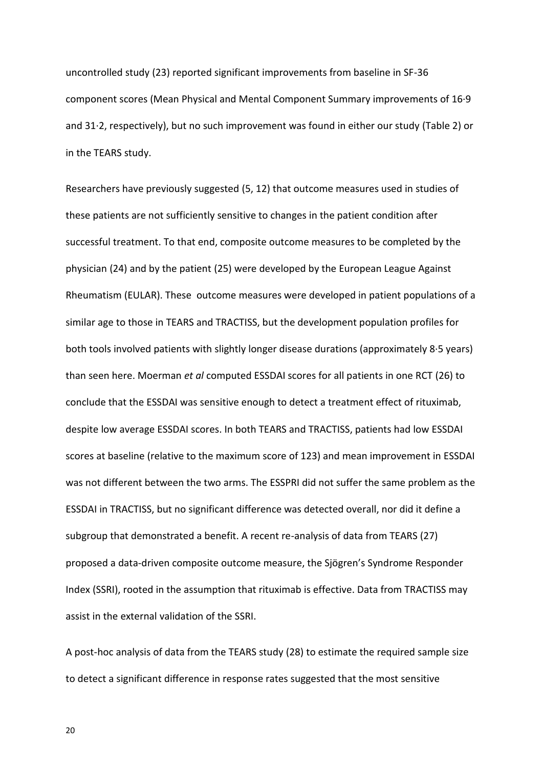uncontrolled study (23) reported significant improvements from baseline in SF-36 component scores (Mean Physical and Mental Component Summary improvements of 16·9 and 31·2, respectively), but no such improvement was found in either our study (Table 2) or in the TEARS study.

Researchers have previously suggested (5, 12) that outcome measures used in studies of these patients are not sufficiently sensitive to changes in the patient condition after successful treatment. To that end, composite outcome measures to be completed by the physician (24) and by the patient (25) were developed by the European League Against Rheumatism (EULAR). These outcome measures were developed in patient populations of a similar age to those in TEARS and TRACTISS, but the development population profiles for both tools involved patients with slightly longer disease durations (approximately 8·5 years) than seen here. Moerman *et al* computed ESSDAI scores for all patients in one RCT (26) to conclude that the ESSDAI was sensitive enough to detect a treatment effect of rituximab, despite low average ESSDAI scores. In both TEARS and TRACTISS, patients had low ESSDAI scores at baseline (relative to the maximum score of 123) and mean improvement in ESSDAI was not different between the two arms. The ESSPRI did not suffer the same problem as the ESSDAI in TRACTISS, but no significant difference was detected overall, nor did it define a subgroup that demonstrated a benefit. A recent re-analysis of data from TEARS (27) proposed a data-driven composite outcome measure, the Sjögren's Syndrome Responder Index (SSRI), rooted in the assumption that rituximab is effective. Data from TRACTISS may assist in the external validation of the SSRI.

A post-hoc analysis of data from the TEARS study (28) to estimate the required sample size to detect a significant difference in response rates suggested that the most sensitive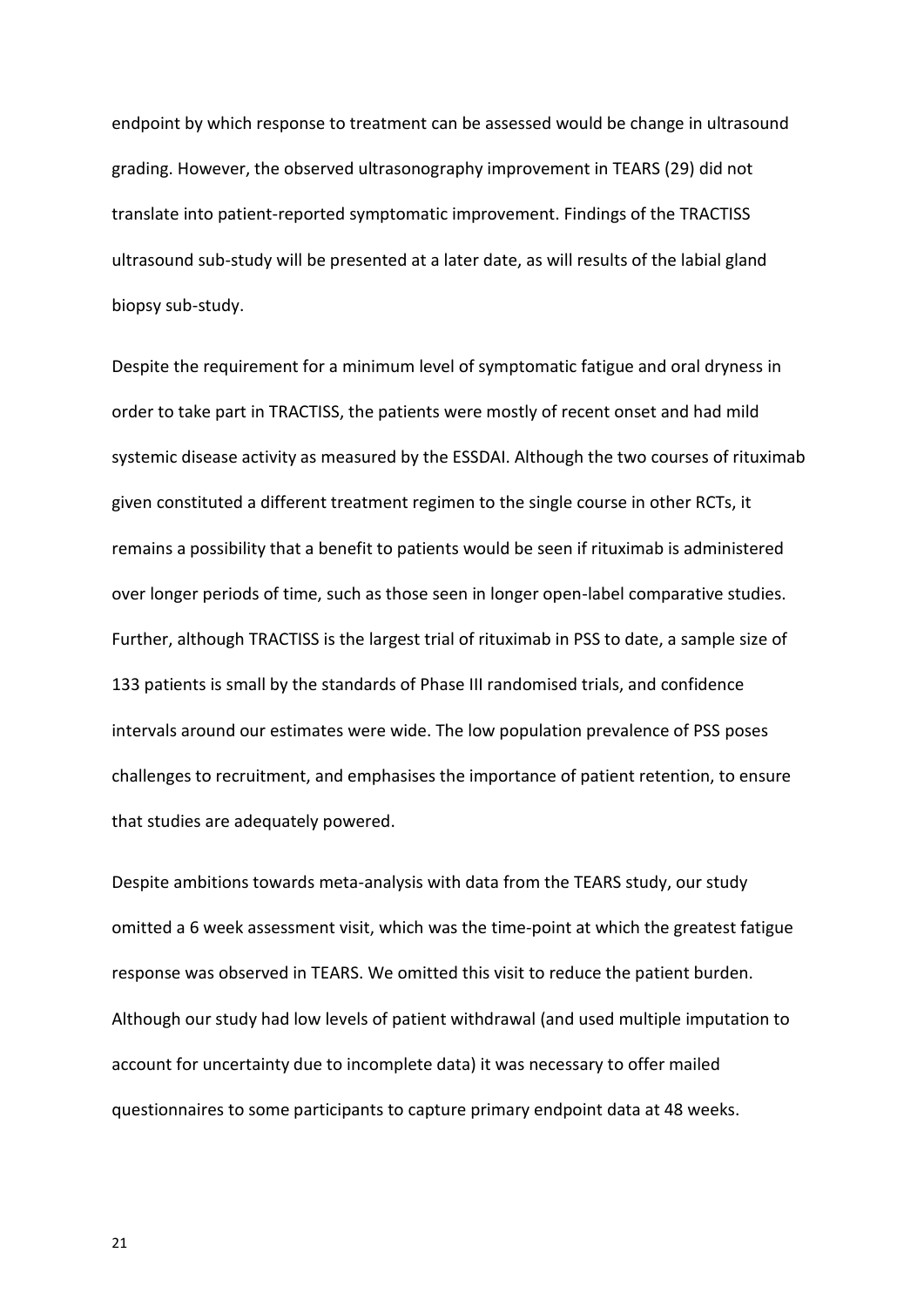endpoint by which response to treatment can be assessed would be change in ultrasound grading. However, the observed ultrasonography improvement in TEARS (29) did not translate into patient-reported symptomatic improvement. Findings of the TRACTISS ultrasound sub-study will be presented at a later date, as will results of the labial gland biopsy sub-study.

Despite the requirement for a minimum level of symptomatic fatigue and oral dryness in order to take part in TRACTISS, the patients were mostly of recent onset and had mild systemic disease activity as measured by the ESSDAI. Although the two courses of rituximab given constituted a different treatment regimen to the single course in other RCTs, it remains a possibility that a benefit to patients would be seen if rituximab is administered over longer periods of time, such as those seen in longer open-label comparative studies. Further, although TRACTISS is the largest trial of rituximab in PSS to date, a sample size of 133 patients is small by the standards of Phase III randomised trials, and confidence intervals around our estimates were wide. The low population prevalence of PSS poses challenges to recruitment, and emphasises the importance of patient retention, to ensure that studies are adequately powered.

Despite ambitions towards meta-analysis with data from the TEARS study, our study omitted a 6 week assessment visit, which was the time-point at which the greatest fatigue response was observed in TEARS. We omitted this visit to reduce the patient burden. Although our study had low levels of patient withdrawal (and used multiple imputation to account for uncertainty due to incomplete data) it was necessary to offer mailed questionnaires to some participants to capture primary endpoint data at 48 weeks.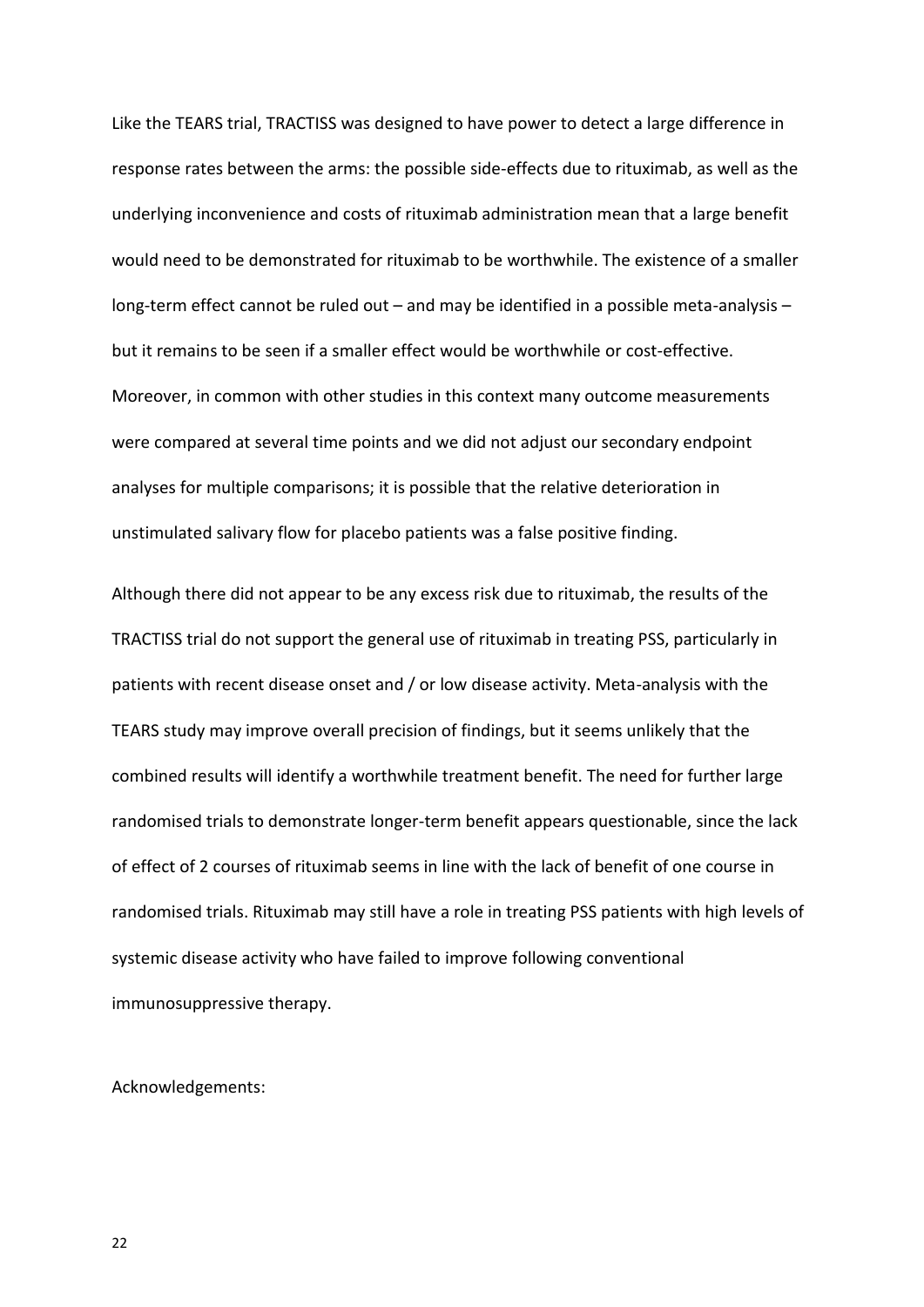Like the TEARS trial, TRACTISS was designed to have power to detect a large difference in response rates between the arms: the possible side-effects due to rituximab, as well as the underlying inconvenience and costs of rituximab administration mean that a large benefit would need to be demonstrated for rituximab to be worthwhile. The existence of a smaller long-term effect cannot be ruled out – and may be identified in a possible meta-analysis – but it remains to be seen if a smaller effect would be worthwhile or cost-effective. Moreover, in common with other studies in this context many outcome measurements were compared at several time points and we did not adjust our secondary endpoint analyses for multiple comparisons; it is possible that the relative deterioration in unstimulated salivary flow for placebo patients was a false positive finding.

Although there did not appear to be any excess risk due to rituximab, the results of the TRACTISS trial do not support the general use of rituximab in treating PSS, particularly in patients with recent disease onset and / or low disease activity. Meta-analysis with the TEARS study may improve overall precision of findings, but it seems unlikely that the combined results will identify a worthwhile treatment benefit. The need for further large randomised trials to demonstrate longer-term benefit appears questionable, since the lack of effect of 2 courses of rituximab seems in line with the lack of benefit of one course in randomised trials. Rituximab may still have a role in treating PSS patients with high levels of systemic disease activity who have failed to improve following conventional immunosuppressive therapy.

Acknowledgements: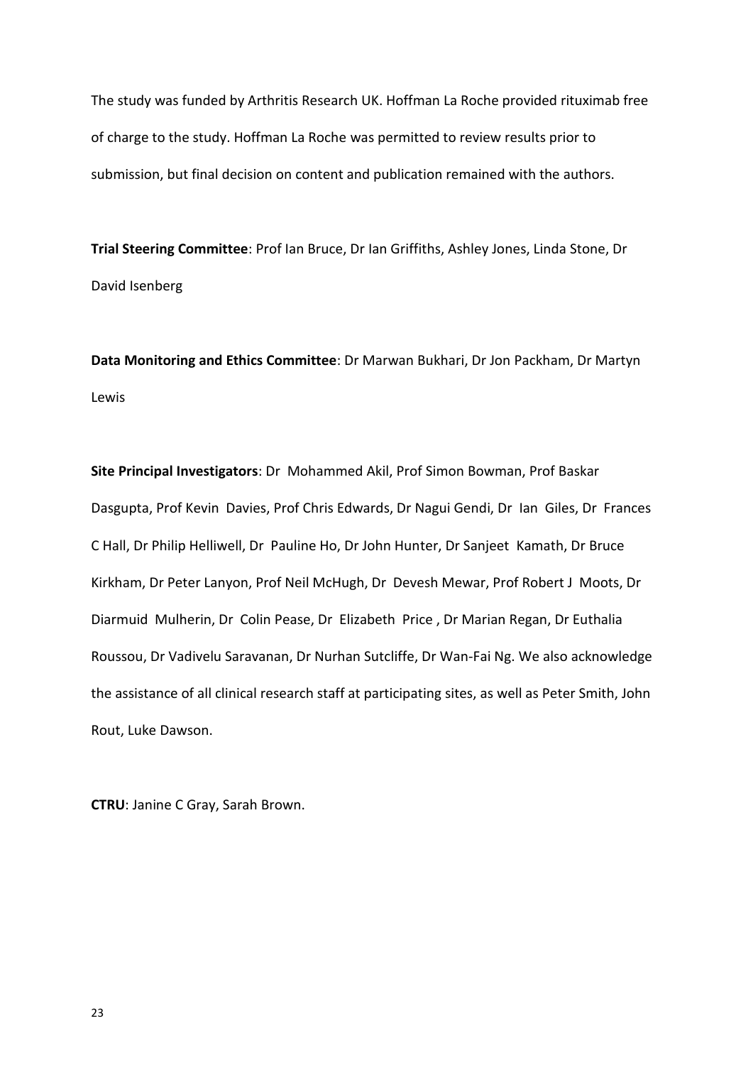The study was funded by Arthritis Research UK. Hoffman La Roche provided rituximab free of charge to the study. Hoffman La Roche was permitted to review results prior to submission, but final decision on content and publication remained with the authors.

**Trial Steering Committee**: Prof Ian Bruce, Dr Ian Griffiths, Ashley Jones, Linda Stone, Dr David Isenberg

**Data Monitoring and Ethics Committee**: Dr Marwan Bukhari, Dr Jon Packham, Dr Martyn Lewis

**Site Principal Investigators**: Dr Mohammed Akil, Prof Simon Bowman, Prof Baskar Dasgupta, Prof Kevin Davies, Prof Chris Edwards, Dr Nagui Gendi, Dr Ian Giles, Dr Frances C Hall, Dr Philip Helliwell, Dr Pauline Ho, Dr John Hunter, Dr Sanjeet Kamath, Dr Bruce Kirkham, Dr Peter Lanyon, Prof Neil McHugh, Dr Devesh Mewar, Prof Robert J Moots, Dr Diarmuid Mulherin, Dr Colin Pease, Dr Elizabeth Price , Dr Marian Regan, Dr Euthalia Roussou, Dr Vadivelu Saravanan, Dr Nurhan Sutcliffe, Dr Wan-Fai Ng. We also acknowledge the assistance of all clinical research staff at participating sites, as well as Peter Smith, John Rout, Luke Dawson.

**CTRU**: Janine C Gray, Sarah Brown.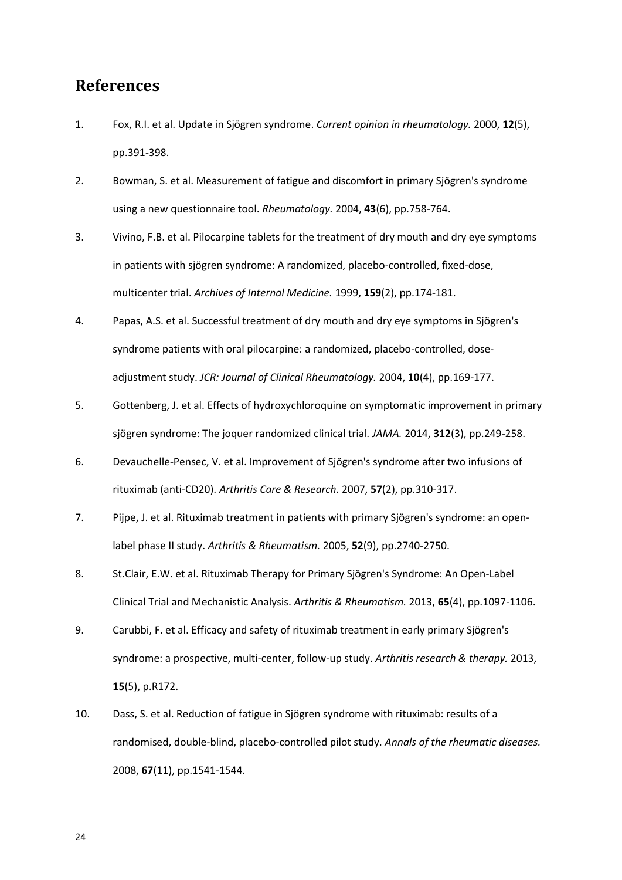# References

1. Fox, R.I. et al. Update in Sjögren syndrome. *Current opinion in rheumatology.* 2000, **12**(5), pp.391-398.
2. Bowman, S. et al. Measurement of fatigue and discomfort in primary Sjögren's syndrome using a new questionnaire tool. *Rheumatology.* 2004, **43**(6), pp.758-764.
3. Vivino, F.B. et al. Pilocarpine tablets for the treatment of dry mouth and dry eye symptoms in patients with sjögren syndrome: A randomized, placebo-controlled, fixed-dose, multicenter trial. *Archives of Internal Medicine.* 1999, **159**(2), pp.174-181.
4. Papas, A.S. et al. Successful treatment of dry mouth and dry eye symptoms in Sjögren's syndrome patients with oral pilocarpine: a randomized, placebo-controlled, dose-adjustment study. *JCR: Journal of Clinical Rheumatology.* 2004, **10**(4), pp.169-177.
5. Gottenberg, J. et al. Effects of hydroxychloroquine on symptomatic improvement in primary sjögren syndrome: The joquer randomized clinical trial. *JAMA.* 2014, **312**(3), pp.249-258.
6. Devauchelle-Pensec, V. et al. Improvement of Sjögren's syndrome after two infusions of rituximab (anti-CD20). *Arthritis Care & Research.* 2007, **57**(2), pp.310-317.
7. Pijpe, J. et al. Rituximab treatment in patients with primary Sjögren's syndrome: an open-label phase II study. *Arthritis & Rheumatism.* 2005, **52**(9), pp.2740-2750.
8. St.Clair, E.W. et al. Rituximab Therapy for Primary Sjögren's Syndrome: An Open-Label Clinical Trial and Mechanistic Analysis. *Arthritis & Rheumatism.* 2013, **65**(4), pp.1097-1106.
9. Carubbi, F. et al. Efficacy and safety of rituximab treatment in early primary Sjögren's syndrome: a prospective, multi-center, follow-up study. *Arthritis research & therapy.* 2013, **15**(5), p.R172.
10. Dass, S. et al. Reduction of fatigue in Sjögren syndrome with rituximab: results of a randomised, double-blind, placebo-controlled pilot study. *Annals of the rheumatic diseases.* 2008, **67**(11), pp.1541-1544.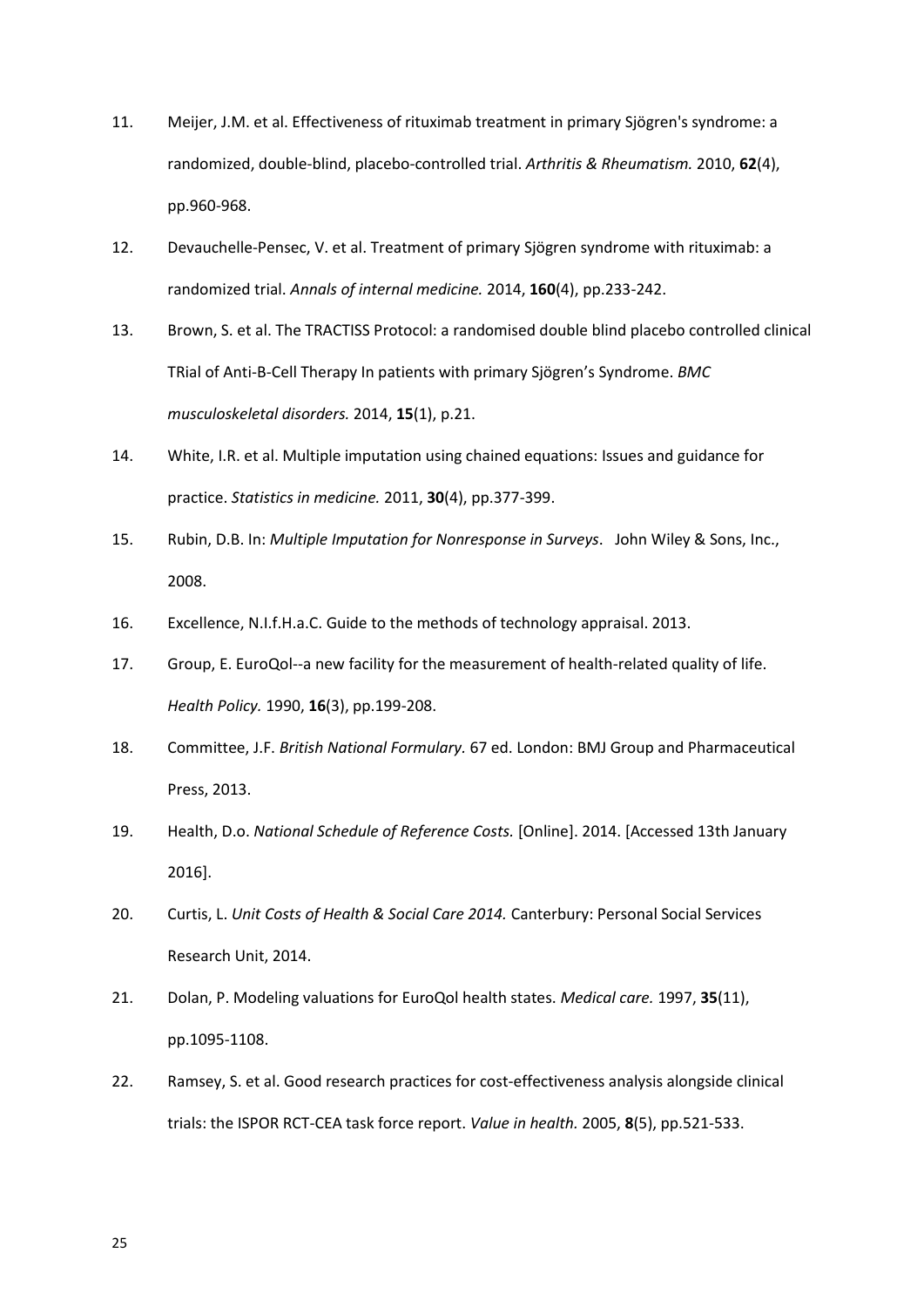11. Meijer, J.M. et al. Effectiveness of rituximab treatment in primary Sjögren's syndrome: a randomized, double-blind, placebo-controlled trial. *Arthritis & Rheumatism.* 2010, **62**(4), pp.960-968.
12. Devauchelle-Pensec, V. et al. Treatment of primary Sjögren syndrome with rituximab: a randomized trial. *Annals of internal medicine.* 2014, **160**(4), pp.233-242.
13. Brown, S. et al. The TRACTISS Protocol: a randomised double blind placebo controlled clinical TRial of Anti-B-Cell Therapy In patients with primary Sjögren's Syndrome. *BMC musculoskeletal disorders.* 2014, **15**(1), p.21.
14. White, I.R. et al. Multiple imputation using chained equations: Issues and guidance for practice. *Statistics in medicine.* 2011, **30**(4), pp.377-399.
15. Rubin, D.B. In: *Multiple Imputation for Nonresponse in Surveys*. John Wiley & Sons, Inc., 2008.
16. Excellence, N.I.f.H.a.C. Guide to the methods of technology appraisal. 2013.
17. Group, E. EuroQol--a new facility for the measurement of health-related quality of life. *Health Policy.* 1990, **16**(3), pp.199-208.
18. Committee, J.F. *British National Formulary.* 67 ed. London: BMJ Group and Pharmaceutical Press, 2013.
19. Health, D.o. *National Schedule of Reference Costs.* [Online]. 2014. [Accessed 13th January 2016].
20. Curtis, L. *Unit Costs of Health & Social Care 2014.* Canterbury: Personal Social Services Research Unit, 2014.
21. Dolan, P. Modeling valuations for EuroQol health states. *Medical care.* 1997, **35**(11), pp.1095-1108.
22. Ramsey, S. et al. Good research practices for cost-effectiveness analysis alongside clinical trials: the ISPOR RCT-CEA task force report. *Value in health.* 2005, **8**(5), pp.521-533.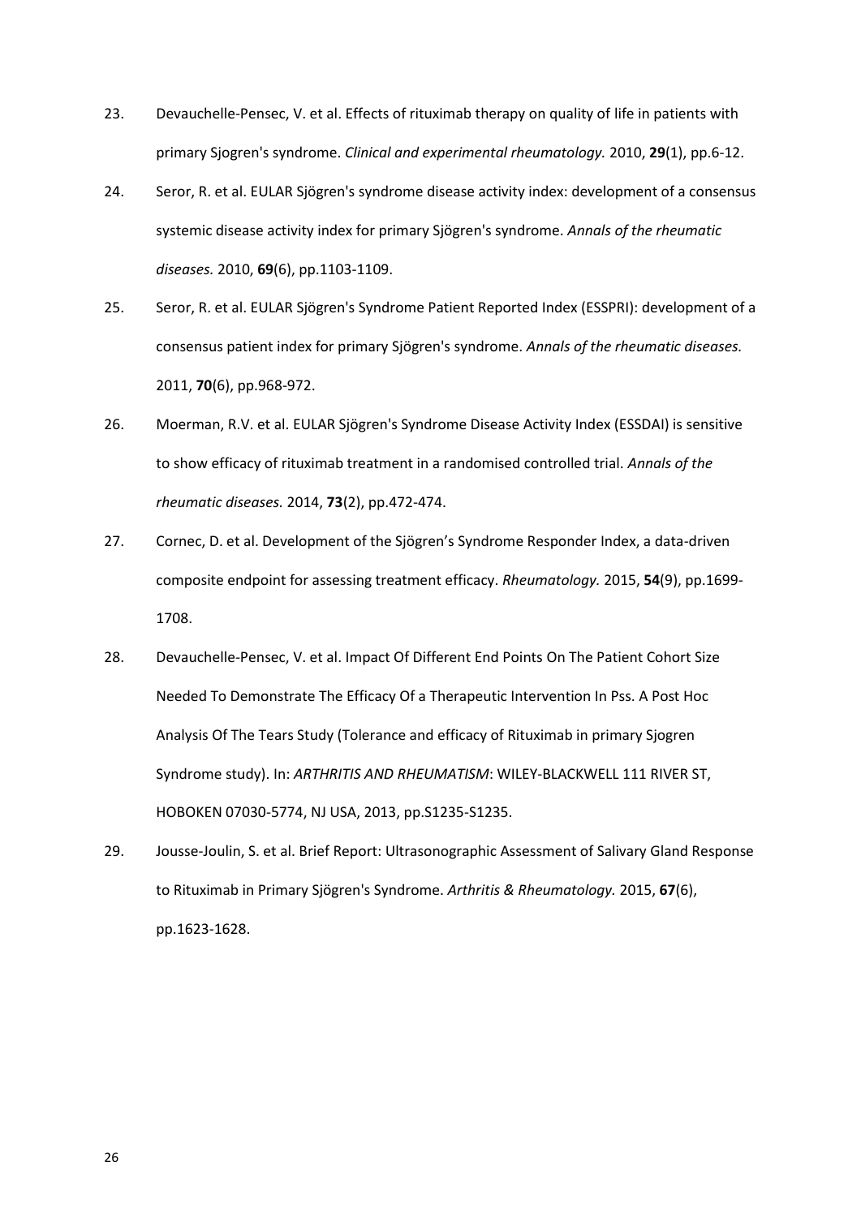23. Devauchelle-Pensec, V. et al. Effects of rituximab therapy on quality of life in patients with primary Sjogren's syndrome. *Clinical and experimental rheumatology.* 2010, **29**(1), pp.6-12.
24. Seror, R. et al. EULAR Sjögren's syndrome disease activity index: development of a consensus systemic disease activity index for primary Sjögren's syndrome. *Annals of the rheumatic diseases.* 2010, **69**(6), pp.1103-1109.
25. Seror, R. et al. EULAR Sjögren's Syndrome Patient Reported Index (ESSPRI): development of a consensus patient index for primary Sjögren's syndrome. *Annals of the rheumatic diseases.* 2011, **70**(6), pp.968-972.
26. Moerman, R.V. et al. EULAR Sjögren's Syndrome Disease Activity Index (ESSDAI) is sensitive to show efficacy of rituximab treatment in a randomised controlled trial. *Annals of the rheumatic diseases.* 2014, **73**(2), pp.472-474.
27. Cornec, D. et al. Development of the Sjögren's Syndrome Responder Index, a data-driven composite endpoint for assessing treatment efficacy. *Rheumatology.* 2015, **54**(9), pp.1699-1708.
28. Devauchelle-Pensec, V. et al. Impact Of Different End Points On The Patient Cohort Size Needed To Demonstrate The Efficacy Of a Therapeutic Intervention In Pss. A Post Hoc Analysis Of The Tears Study (Tolerance and efficacy of Rituximab in primary Sjogren Syndrome study). In: *ARTHRITIS AND RHEUMATISM*: WILEY-BLACKWELL 111 RIVER ST, HOBOKEN 07030-5774, NJ USA, 2013, pp.S1235-S1235.
29. Jousse-Joulin, S. et al. Brief Report: Ultrasonographic Assessment of Salivary Gland Response to Rituximab in Primary Sjögren's Syndrome. *Arthritis & Rheumatology.* 2015, **67**(6), pp.1623-1628.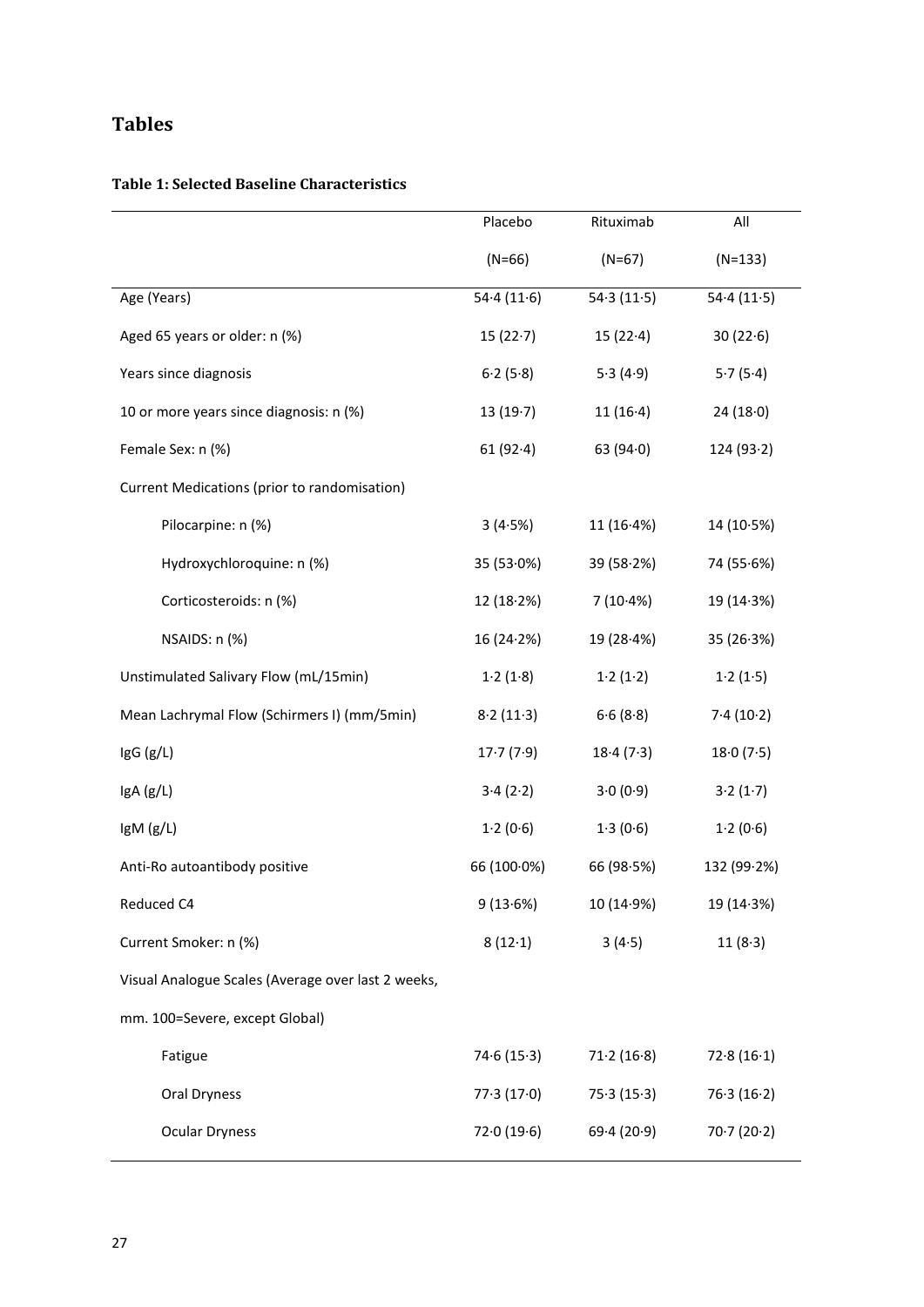## Tables

**Table 1: Selected Baseline Characteristics**

| | Placebo (N=66) | Rituximab (N=67) | All (N=133) |
|---|---|---|---|
| Age (Years) | 54·4 (11·6) | 54·3 (11·5) | 54·4 (11·5) |
| Aged 65 years or older: n (%) | 15 (22·7) | 15 (22·4) | 30 (22·6) |
| Years since diagnosis | 6·2 (5·8) | 5·3 (4·9) | 5·7 (5·4) |
| 10 or more years since diagnosis: n (%) | 13 (19·7) | 11 (16·4) | 24 (18·0) |
| Female Sex: n (%) | 61 (92·4) | 63 (94·0) | 124 (93·2) |
| Current Medications (prior to randomisation) | | | |
| Pilocarpine: n (%) | 3 (4·5%) | 11 (16·4%) | 14 (10·5%) |
| Hydroxychloroquine: n (%) | 35 (53·0%) | 39 (58·2%) | 74 (55·6%) |
| Corticosteroids: n (%) | 12 (18·2%) | 7 (10·4%) | 19 (14·3%) |
| NSAIDS: n (%) | 16 (24·2%) | 19 (28·4%) | 35 (26·3%) |
| Unstimulated Salivary Flow (mL/15min) | 1·2 (1·8) | 1·2 (1·2) | 1·2 (1·5) |
| Mean Lachrymal Flow (Schirmers I) (mm/5min) | 8·2 (11·3) | 6·6 (8·8) | 7·4 (10·2) |
| IgG (g/L) | 17·7 (7·9) | 18·4 (7·3) | 18·0 (7·5) |
| IgA (g/L) | 3·4 (2·2) | 3·0 (0·9) | 3·2 (1·7) |
| IgM (g/L) | 1·2 (0·6) | 1·3 (0·6) | 1·2 (0·6) |
| Anti-Ro autoantibody positive | 66 (100·0%) | 66 (98·5%) | 132 (99·2%) |
| Reduced C4 | 9 (13·6%) | 10 (14·9%) | 19 (14·3%) |
| Current Smoker: n (%) | 8 (12·1) | 3 (4·5) | 11 (8·3) |
| Visual Analogue Scales (Average over last 2 weeks, mm. 100=Severe, except Global) | | | |
| Fatigue | 74·6 (15·3) | 71·2 (16·8) | 72·8 (16·1) |
| Oral Dryness | 77·3 (17·0) | 75·3 (15·3) | 76·3 (16·2) |
| Ocular Dryness | 72·0 (19·6) | 69·4 (20·9) | 70·7 (20·2) |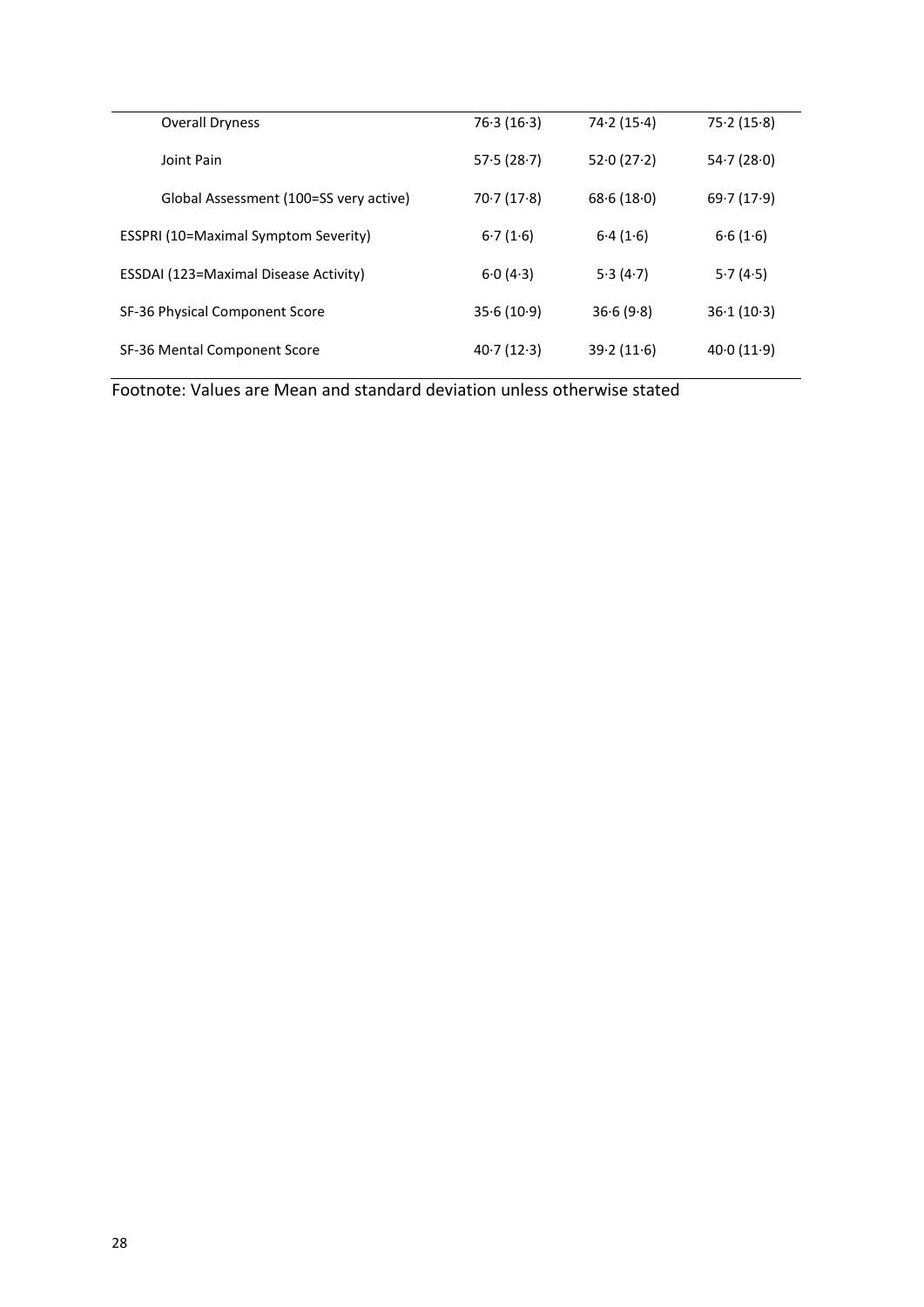| | | | |
|---|---|---|---|
| Overall Dryness | 76·3 (16·3) | 74·2 (15·4) | 75·2 (15·8) |
| Joint Pain | 57·5 (28·7) | 52·0 (27·2) | 54·7 (28·0) |
| Global Assessment (100=SS very active) | 70·7 (17·8) | 68·6 (18·0) | 69·7 (17·9) |
| ESSPRI (10=Maximal Symptom Severity) | 6·7 (1·6) | 6·4 (1·6) | 6·6 (1·6) |
| ESSDAI (123=Maximal Disease Activity) | 6·0 (4·3) | 5·3 (4·7) | 5·7 (4·5) |
| SF-36 Physical Component Score | 35·6 (10·9) | 36·6 (9·8) | 36·1 (10·3) |
| SF-36 Mental Component Score | 40·7 (12·3) | 39·2 (11·6) | 40·0 (11·9) |

Footnote: Values are Mean and standard deviation unless otherwise stated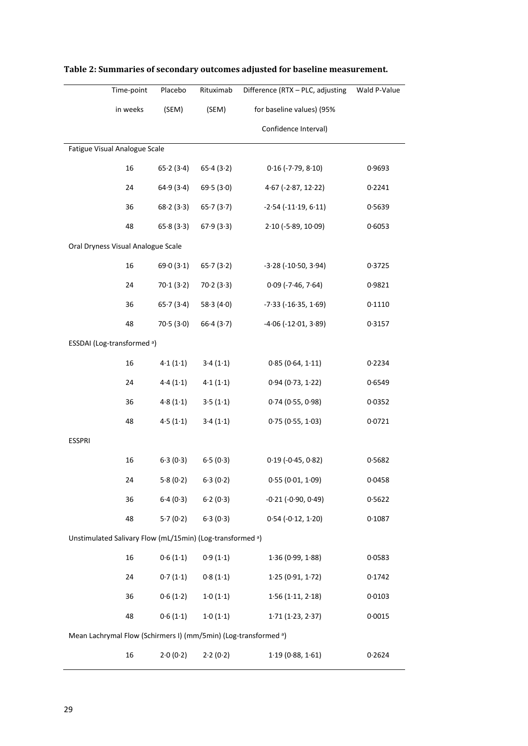**Table 2: Summaries of secondary outcomes adjusted for baseline measurement.**

| | Time-point in weeks | Placebo (SEM) | Rituximab (SEM) | Difference (RTX – PLC, adjusting for baseline values) (95% Confidence Interval) | Wald P-Value |
|---|---|---|---|---|---|
| Fatigue Visual Analogue Scale | | | | | |
| | 16 | 65·2 (3·4) | 65·4 (3·2) | 0·16 (-7·79, 8·10) | 0·9693 |
| | 24 | 64·9 (3·4) | 69·5 (3·0) | 4·67 (-2·87, 12·22) | 0·2241 |
| | 36 | 68·2 (3·3) | 65·7 (3·7) | -2·54 (-11·19, 6·11) | 0·5639 |
| | 48 | 65·8 (3·3) | 67·9 (3·3) | 2·10 (-5·89, 10·09) | 0·6053 |
| Oral Dryness Visual Analogue Scale | | | | | |
| | 16 | 69·0 (3·1) | 65·7 (3·2) | -3·28 (-10·50, 3·94) | 0·3725 |
| | 24 | 70·1 (3·2) | 70·2 (3·3) | 0·09 (-7·46, 7·64) | 0·9821 |
| | 36 | 65·7 (3·4) | 58·3 (4·0) | -7·33 (-16·35, 1·69) | 0·1110 |
| | 48 | 70·5 (3·0) | 66·4 (3·7) | -4·06 (-12·01, 3·89) | 0·3157 |
| ESSDAI (Log-transformed [a]) | | | | | |
| | 16 | 4·1 (1·1) | 3·4 (1·1) | 0·85 (0·64, 1·11) | 0·2234 |
| | 24 | 4·4 (1·1) | 4·1 (1·1) | 0·94 (0·73, 1·22) | 0·6549 |
| | 36 | 4·8 (1·1) | 3·5 (1·1) | 0·74 (0·55, 0·98) | 0·0352 |
| | 48 | 4·5 (1·1) | 3·4 (1·1) | 0·75 (0·55, 1·03) | 0·0721 |
| ESSPRI | | | | | |
| | 16 | 6·3 (0·3) | 6·5 (0·3) | 0·19 (-0·45, 0·82) | 0·5682 |
| | 24 | 5·8 (0·2) | 6·3 (0·2) | 0·55 (0·01, 1·09) | 0·0458 |
| | 36 | 6·4 (0·3) | 6·2 (0·3) | -0·21 (-0·90, 0·49) | 0·5622 |
| | 48 | 5·7 (0·2) | 6·3 (0·3) | 0·54 (-0·12, 1·20) | 0·1087 |
| Unstimulated Salivary Flow (mL/15min) (Log-transformed [a]) | | | | | |
| | 16 | 0·6 (1·1) | 0·9 (1·1) | 1·36 (0·99, 1·88) | 0·0583 |
| | 24 | 0·7 (1·1) | 0·8 (1·1) | 1·25 (0·91, 1·72) | 0·1742 |
| | 36 | 0·6 (1·2) | 1·0 (1·1) | 1·56 (1·11, 2·18) | 0·0103 |
| | 48 | 0·6 (1·1) | 1·0 (1·1) | 1·71 (1·23, 2·37) | 0·0015 |
| Mean Lachrymal Flow (Schirmers I) (mm/5min) (Log-transformed [a]) | | | | | |
| | 16 | 2·0 (0·2) | 2·2 (0·2) | 1·19 (0·88, 1·61) | 0·2624 |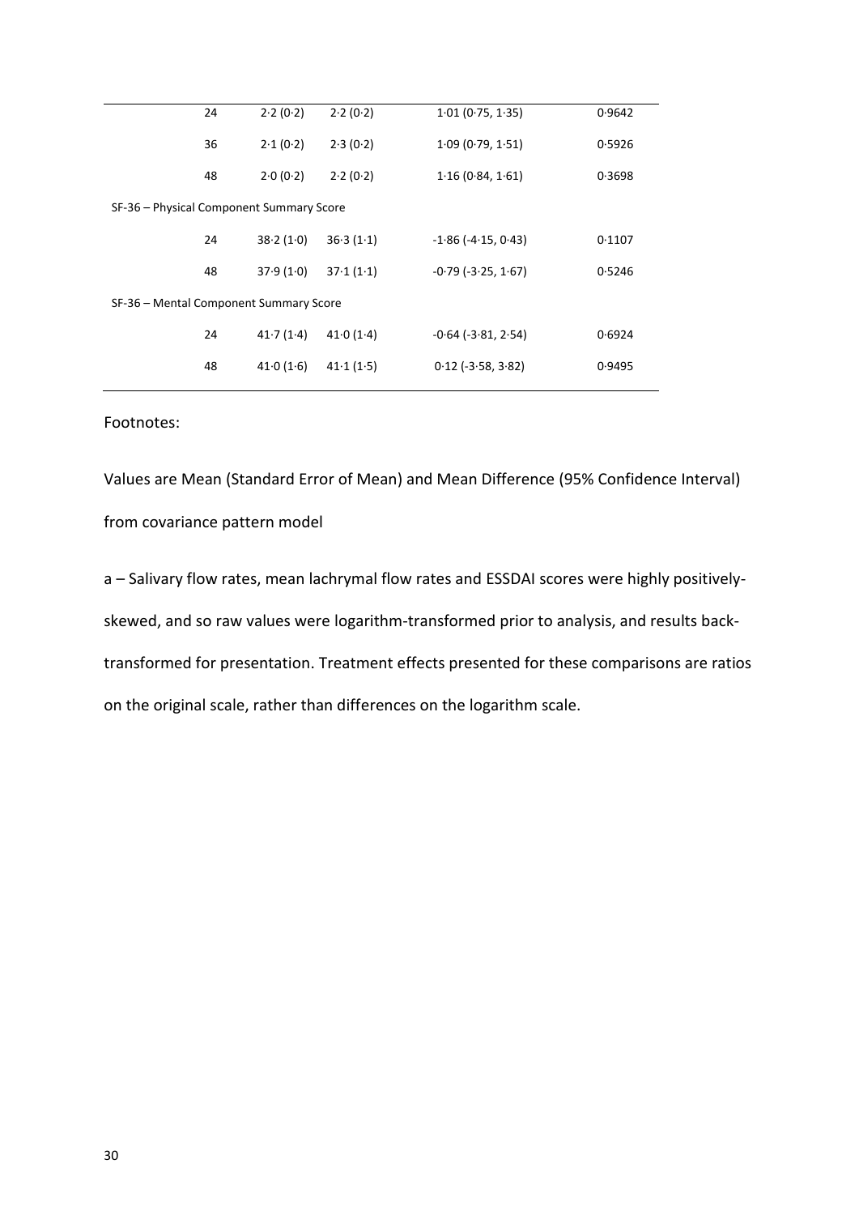| | | | | | |
|---|---|---|---|---|---|
| | 24 | 2·2 (0·2) | 2·2 (0·2) | 1·01 (0·75, 1·35) | 0·9642 |
| | 36 | 2·1 (0·2) | 2·3 (0·2) | 1·09 (0·79, 1·51) | 0·5926 |
| | 48 | 2·0 (0·2) | 2·2 (0·2) | 1·16 (0·84, 1·61) | 0·3698 |
| SF-36 – Physical Component Summary Score | | | | | |
| | 24 | 38·2 (1·0) | 36·3 (1·1) | -1·86 (-4·15, 0·43) | 0·1107 |
| | 48 | 37·9 (1·0) | 37·1 (1·1) | -0·79 (-3·25, 1·67) | 0·5246 |
| SF-36 – Mental Component Summary Score | | | | | |
| | 24 | 41·7 (1·4) | 41·0 (1·4) | -0·64 (-3·81, 2·54) | 0·6924 |
| | 48 | 41·0 (1·6) | 41·1 (1·5) | 0·12 (-3·58, 3·82) | 0·9495 |

Footnotes:

Values are Mean (Standard Error of Mean) and Mean Difference (95% Confidence Interval) from covariance pattern model

a – Salivary flow rates, mean lachrymal flow rates and ESSDAI scores were highly positively-skewed, and so raw values were logarithm-transformed prior to analysis, and results back-transformed for presentation. Treatment effects presented for these comparisons are ratios on the original scale, rather than differences on the logarithm scale.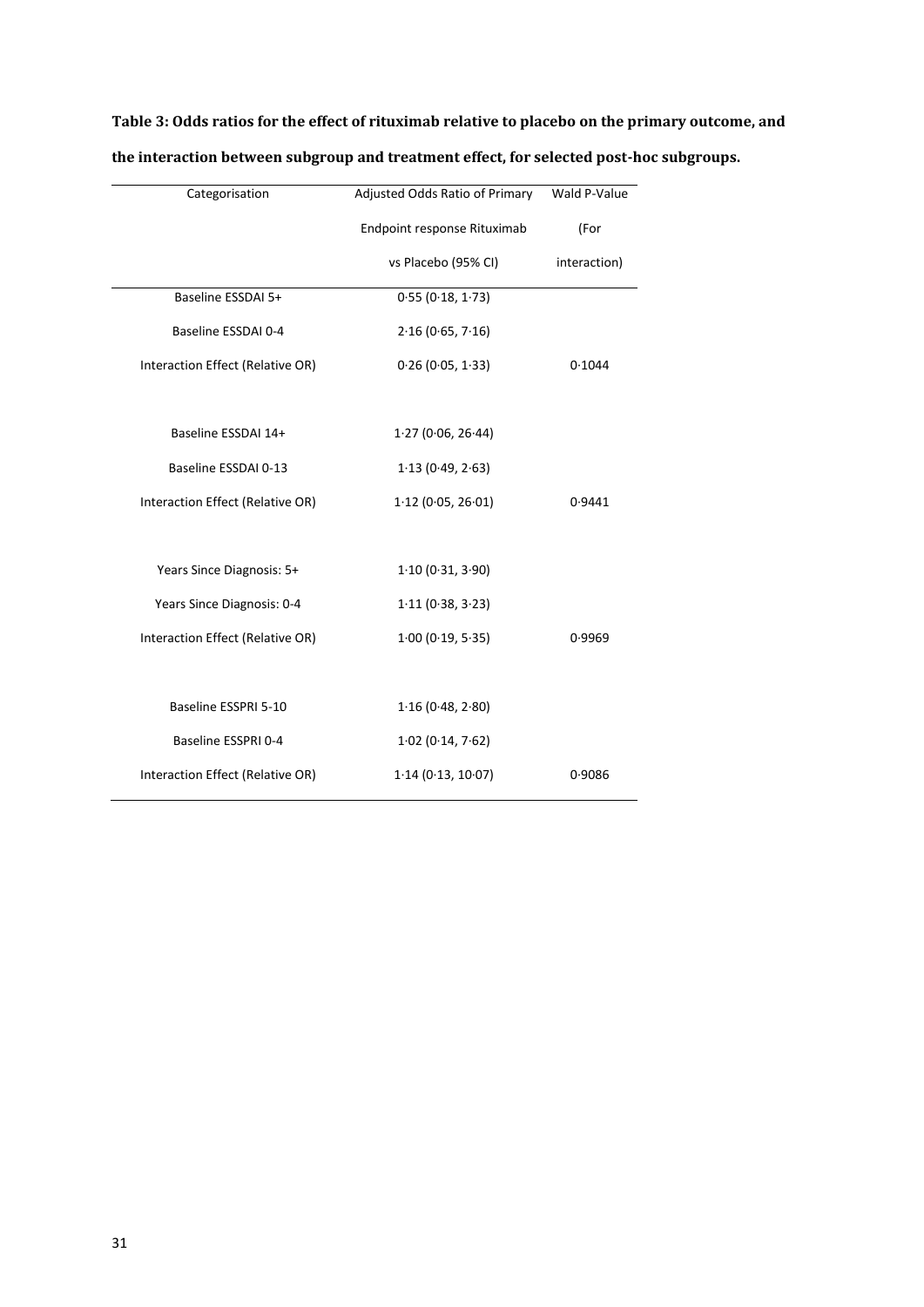**Table 3: Odds ratios for the effect of rituximab relative to placebo on the primary outcome, and the interaction between subgroup and treatment effect, for selected post-hoc subgroups.**

| Categorisation | Adjusted Odds Ratio of Primary Endpoint response Rituximab vs Placebo (95% CI) | Wald P-Value (For interaction) |
|---|---|---|
| Baseline ESSDAI 5+ | 0·55 (0·18, 1·73) | |
| Baseline ESSDAI 0-4 | 2·16 (0·65, 7·16) | |
| Interaction Effect (Relative OR) | 0·26 (0·05, 1·33) | 0·1044 |
| | | |
| Baseline ESSDAI 14+ | 1·27 (0·06, 26·44) | |
| Baseline ESSDAI 0-13 | 1·13 (0·49, 2·63) | |
| Interaction Effect (Relative OR) | 1·12 (0·05, 26·01) | 0·9441 |
| | | |
| Years Since Diagnosis: 5+ | 1·10 (0·31, 3·90) | |
| Years Since Diagnosis: 0-4 | 1·11 (0·38, 3·23) | |
| Interaction Effect (Relative OR) | 1·00 (0·19, 5·35) | 0·9969 |
| | | |
| Baseline ESSPRI 5-10 | 1·16 (0·48, 2·80) | |
| Baseline ESSPRI 0-4 | 1·02 (0·14, 7·62) | |
| Interaction Effect (Relative OR) | 1·14 (0·13, 10·07) | 0·9086 |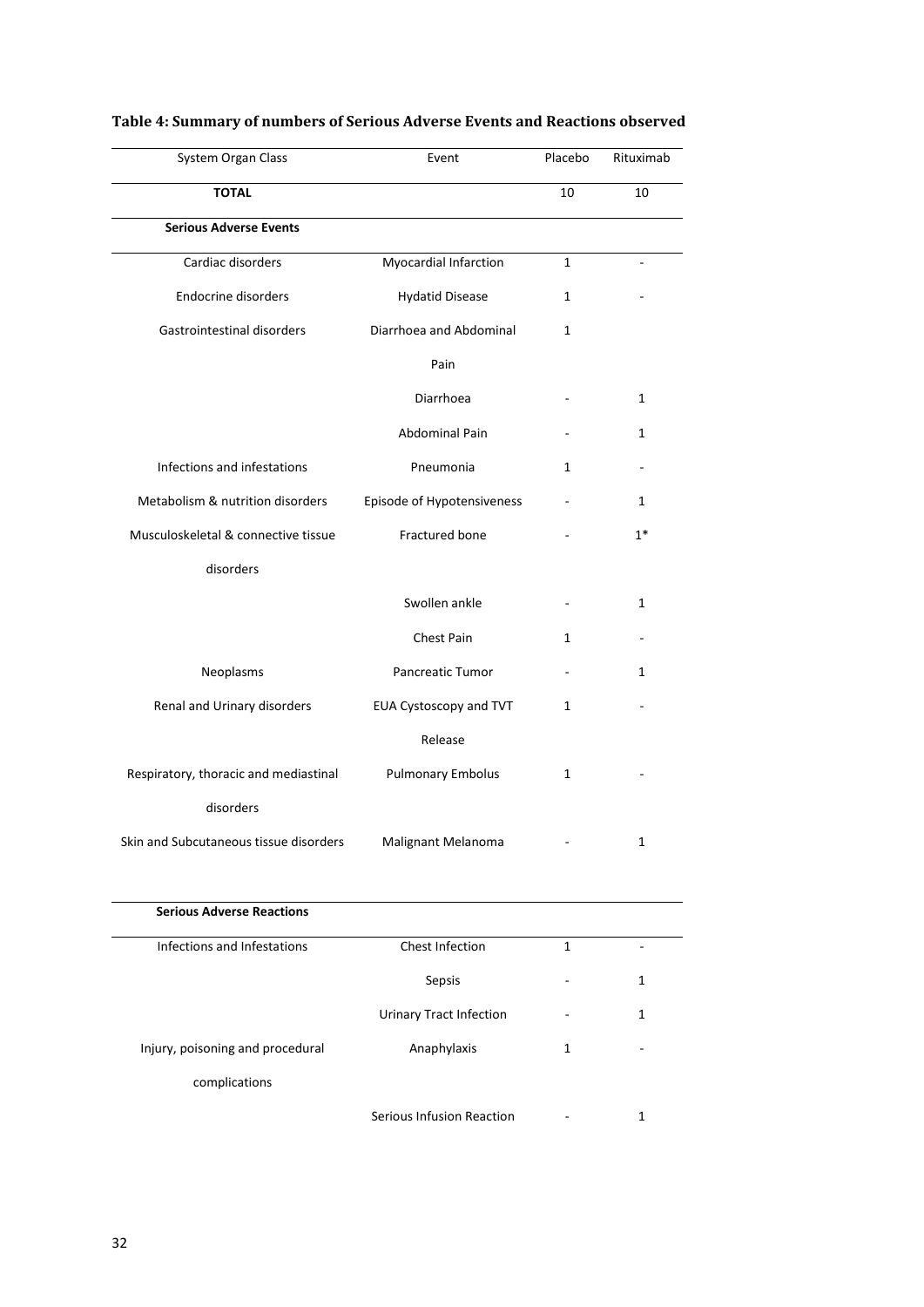**Table 4: Summary of numbers of Serious Adverse Events and Reactions observed**

| System Organ Class | Event | Placebo | Rituximab |
|---|---|---|---|
| **TOTAL** | | 10 | 10 |
| **Serious Adverse Events** | | | |
| Cardiac disorders | Myocardial Infarction | 1 | - |
| Endocrine disorders | Hydatid Disease | 1 | - |
| Gastrointestinal disorders | Diarrhoea and Abdominal Pain | 1 | |
| | Diarrhoea | - | 1 |
| | Abdominal Pain | - | 1 |
| Infections and infestations | Pneumonia | 1 | - |
| Metabolism & nutrition disorders | Episode of Hypotensiveness | - | 1 |
| Musculoskeletal & connective tissue disorders | Fractured bone | - | 1* |
| | Swollen ankle | - | 1 |
| | Chest Pain | 1 | - |
| Neoplasms | Pancreatic Tumor | - | 1 |
| Renal and Urinary disorders | EUA Cystoscopy and TVT Release | 1 | - |
| Respiratory, thoracic and mediastinal disorders | Pulmonary Embolus | 1 | - |
| Skin and Subcutaneous tissue disorders | Malignant Melanoma | - | 1 |
| **Serious Adverse Reactions** | | | |
| Infections and Infestations | Chest Infection | 1 | - |
| | Sepsis | - | 1 |
| | Urinary Tract Infection | - | 1 |
| Injury, poisoning and procedural complications | Anaphylaxis | 1 | - |
| | Serious Infusion Reaction | - | 1 |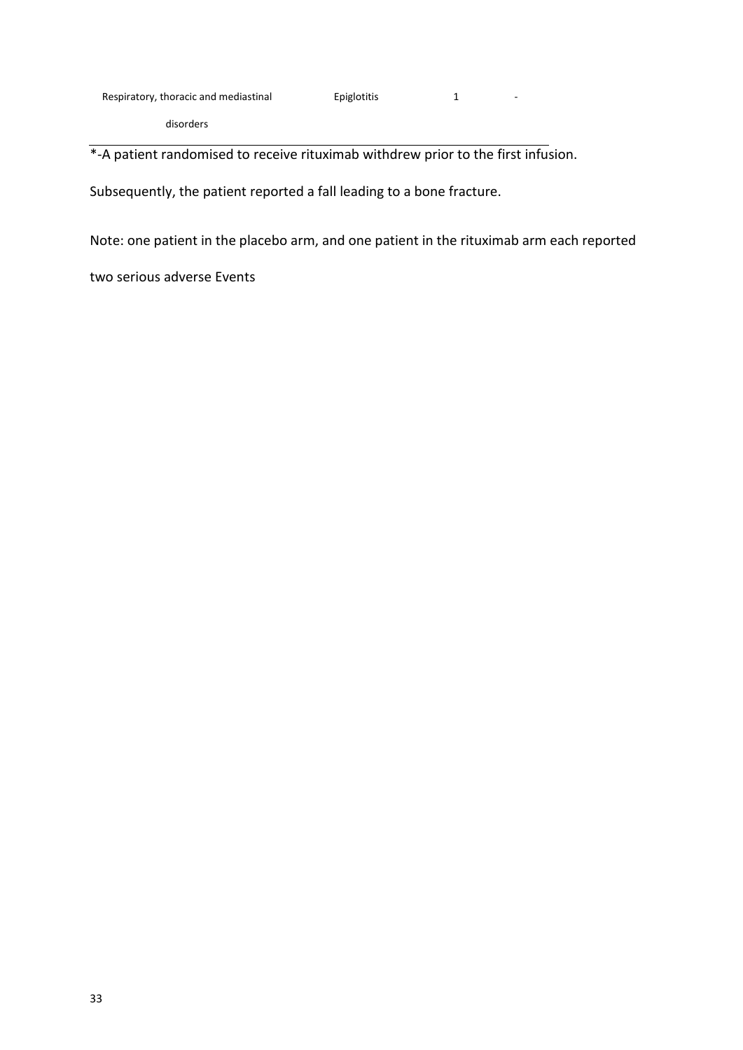| | | | |
|---|---|---|---|
| Respiratory, thoracic and mediastinal disorders | Epiglotitis | 1 | - |

*-A patient randomised to receive rituximab withdrew prior to the first infusion.

Subsequently, the patient reported a fall leading to a bone fracture.

Note: one patient in the placebo arm, and one patient in the rituximab arm each reported two serious adverse Events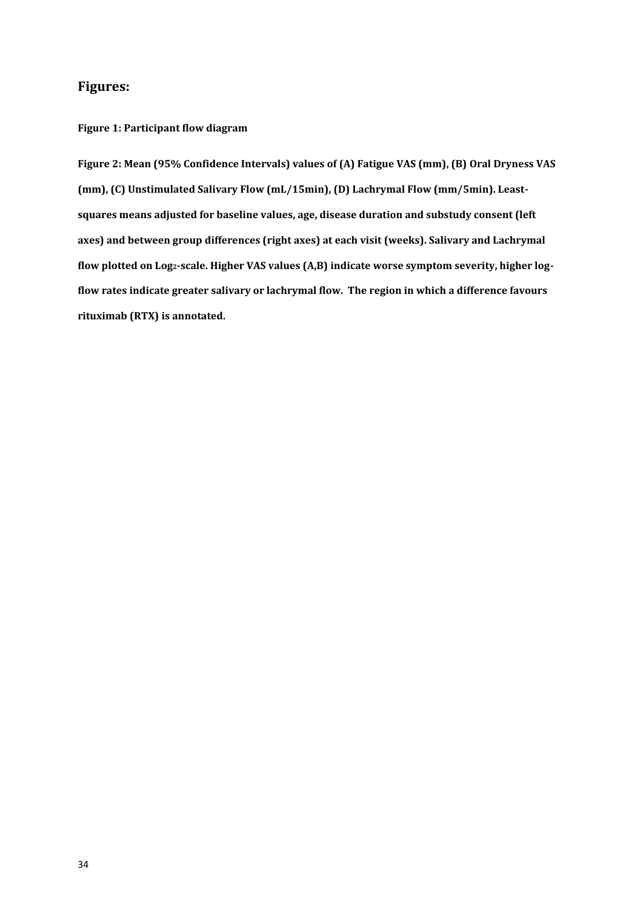## Figures:

**Figure 1: Participant flow diagram**

**Figure 2: Mean (95% Confidence Intervals) values of (A) Fatigue VAS (mm), (B) Oral Dryness VAS (mm), (C) Unstimulated Salivary Flow (mL/15min), (D) Lachrymal Flow (mm/5min). Least-squares means adjusted for baseline values, age, disease duration and substudy consent (left axes) and between group differences (right axes) at each visit (weeks). Salivary and Lachrymal flow plotted on $Log_2$-scale. Higher VAS values (A,B) indicate worse symptom severity, higher log-flow rates indicate greater salivary or lachrymal flow. The region in which a difference favours rituximab (RTX) is annotated.**